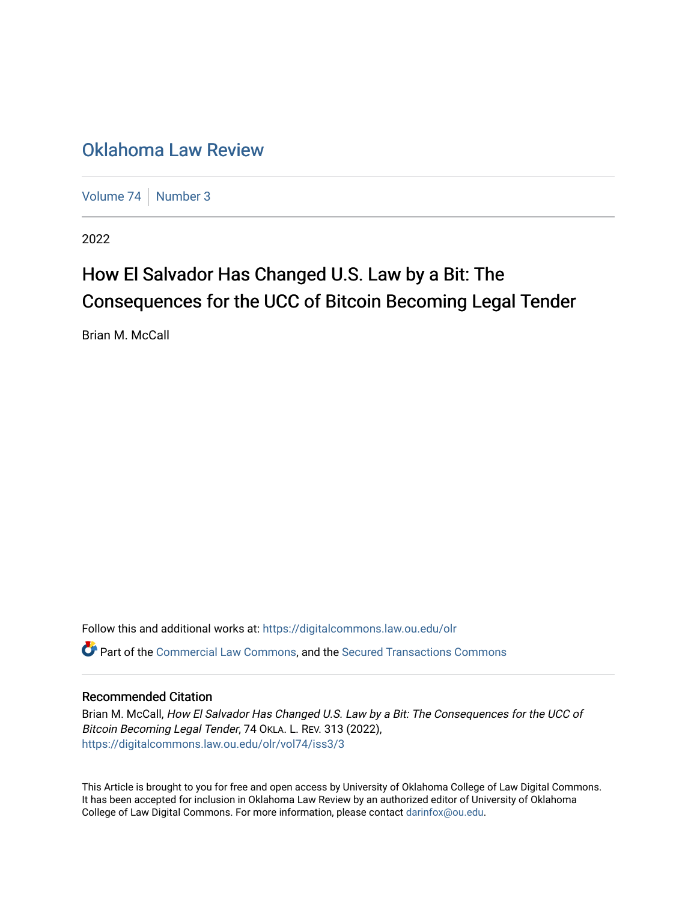Oklahoma Law Review

Volume 74 | Number 3

2022

# How El Salvador Has Changed U.S. Law by a Bit: The Consequences for the UCC of Bitcoin Becoming Legal Tender

Brian M. McCall

Follow this and additional works at: https://digitalcommons.law.ou.edu/olr

Part of the Commercial Law Commons, and the Secured Transactions Commons

## Recommended Citation

Brian M. McCall, *How El Salvador Has Changed U.S. Law by a Bit: The Consequences for the UCC of Bitcoin Becoming Legal Tender*, 74 OKLA. L. REV. 313 (2022),
https://digitalcommons.law.ou.edu/olr/vol74/iss3/3

This Article is brought to you for free and open access by University of Oklahoma College of Law Digital Commons. It has been accepted for inclusion in Oklahoma Law Review by an authorized editor of University of Oklahoma College of Law Digital Commons. For more information, please contact darinfox@ou.edu.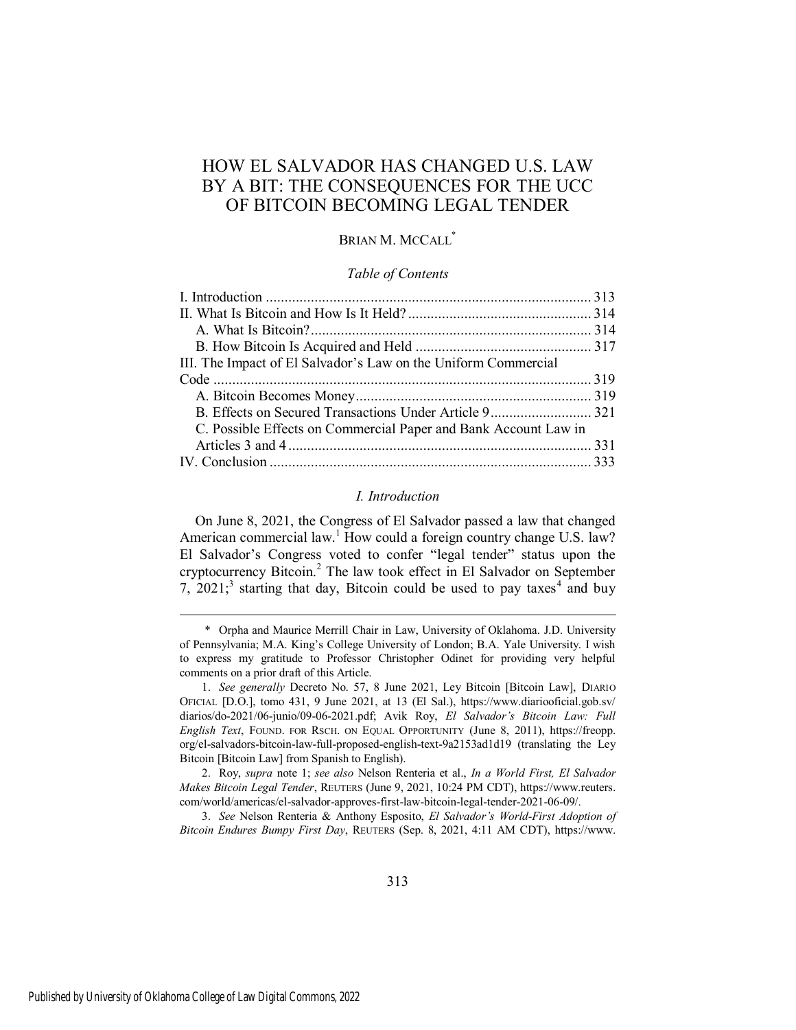# HOW EL SALVADOR HAS CHANGED U.S. LAW BY A BIT: THE CONSEQUENCES FOR THE UCC OF BITCOIN BECOMING LEGAL TENDER

BRIAN M. MCCALL[*]

*Table of Contents*

I. Introduction ........................................................................................ 313
II. What Is Bitcoin and How Is It Held? ................................................. 314
  A. What Is Bitcoin? ............................................................................ 314
  B. How Bitcoin Is Acquired and Held ................................................ 317
III. The Impact of El Salvador's Law on the Uniform Commercial Code ..................................................................................................... 319
  A. Bitcoin Becomes Money ................................................................ 319
  B. Effects on Secured Transactions Under Article 9 ........................... 321
  C. Possible Effects on Commercial Paper and Bank Account Law in Articles 3 and 4 ................................................................................. 331
IV. Conclusion ....................................................................................... 333

## *I. Introduction*

On June 8, 2021, the Congress of El Salvador passed a law that changed American commercial law.[1] How could a foreign country change U.S. law? El Salvador's Congress voted to confer "legal tender" status upon the cryptocurrency Bitcoin.[2] The law took effect in El Salvador on September 7, 2021;[3] starting that day, Bitcoin could be used to pay taxes[4] and buy

---

\* Orpha and Maurice Merrill Chair in Law, University of Oklahoma. J.D. University of Pennsylvania; M.A. King's College University of London; B.A. Yale University. I wish to express my gratitude to Professor Christopher Odinet for providing very helpful comments on a prior draft of this Article.

1. *See generally* Decreto No. 57, 8 June 2021, Ley Bitcoin [Bitcoin Law], DIARIO OFICIAL [D.O.], tomo 431, 9 June 2021, at 13 (El Sal.), https://www.diariooficial.gob.sv/diarios/do-2021/06-junio/09-06-2021.pdf; Avik Roy, *El Salvador's Bitcoin Law: Full English Text*, FOUND. FOR RSCH. ON EQUAL OPPORTUNITY (June 8, 2011), https://freopp.org/el-salvadors-bitcoin-law-full-proposed-english-text-9a2153ad1d19 (translating the Ley Bitcoin [Bitcoin Law] from Spanish to English).

2. Roy, *supra* note 1; *see also* Nelson Renteria et al., *In a World First, El Salvador Makes Bitcoin Legal Tender*, REUTERS (June 9, 2021, 10:24 PM CDT), https://www.reuters.com/world/americas/el-salvador-approves-first-law-bitcoin-legal-tender-2021-06-09/.

3. *See* Nelson Renteria & Anthony Esposito, *El Salvador's World-First Adoption of Bitcoin Endures Bumpy First Day*, REUTERS (Sep. 8, 2021, 4:11 AM CDT), https://www.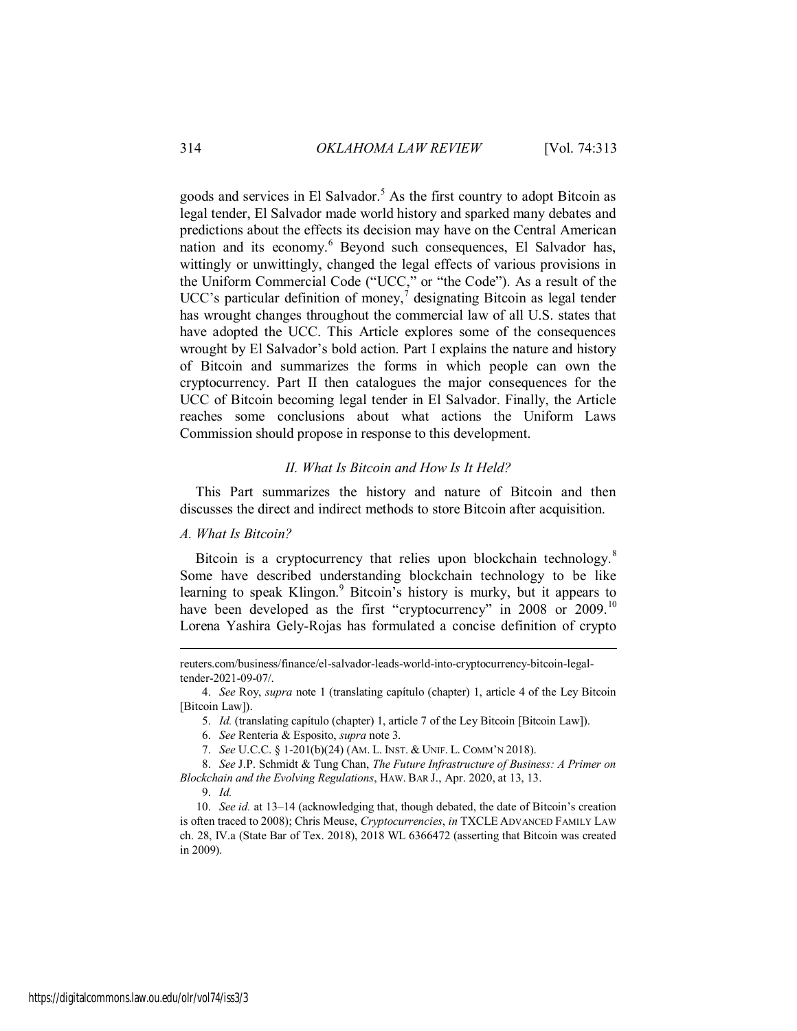goods and services in El Salvador.[5] As the first country to adopt Bitcoin as legal tender, El Salvador made world history and sparked many debates and predictions about the effects its decision may have on the Central American nation and its economy.[6] Beyond such consequences, El Salvador has, wittingly or unwittingly, changed the legal effects of various provisions in the Uniform Commercial Code ("UCC," or "the Code"). As a result of the UCC's particular definition of money,[7] designating Bitcoin as legal tender has wrought changes throughout the commercial law of all U.S. states that have adopted the UCC. This Article explores some of the consequences wrought by El Salvador's bold action. Part I explains the nature and history of Bitcoin and summarizes the forms in which people can own the cryptocurrency. Part II then catalogues the major consequences for the UCC of Bitcoin becoming legal tender in El Salvador. Finally, the Article reaches some conclusions about what actions the Uniform Laws Commission should propose in response to this development.

## *II. What Is Bitcoin and How Is It Held?*

This Part summarizes the history and nature of Bitcoin and then discusses the direct and indirect methods to store Bitcoin after acquisition.

### *A. What Is Bitcoin?*

Bitcoin is a cryptocurrency that relies upon blockchain technology.[8] Some have described understanding blockchain technology to be like learning to speak Klingon.[9] Bitcoin's history is murky, but it appears to have been developed as the first "cryptocurrency" in 2008 or 2009.[10] Lorena Yashira Gely-Rojas has formulated a concise definition of crypto

---

reuters.com/business/finance/el-salvador-leads-world-into-cryptocurrency-bitcoin-legal-tender-2021-09-07/.

4. *See* Roy, *supra* note 1 (translating capítulo (chapter) 1, article 4 of the Ley Bitcoin [Bitcoin Law]).

5. *Id.* (translating capítulo (chapter) 1, article 7 of the Ley Bitcoin [Bitcoin Law]).

6. *See* Renteria & Esposito, *supra* note 3.

7. *See* U.C.C. § 1-201(b)(24) (AM. L. INST. & UNIF. L. COMM'N 2018).

8. *See* J.P. Schmidt & Tung Chan, *The Future Infrastructure of Business: A Primer on Blockchain and the Evolving Regulations*, HAW. BAR J., Apr. 2020, at 13, 13.

9. *Id.*

10. *See id.* at 13–14 (acknowledging that, though debated, the date of Bitcoin's creation is often traced to 2008); Chris Meuse, *Cryptocurrencies*, *in* TXCLE ADVANCED FAMILY LAW ch. 28, IV.a (State Bar of Tex. 2018), 2018 WL 6366472 (asserting that Bitcoin was created in 2009).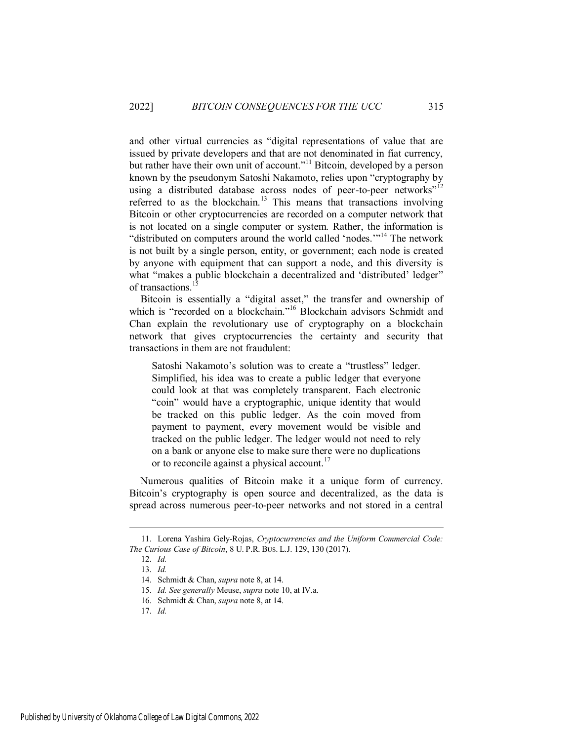and other virtual currencies as "digital representations of value that are issued by private developers and that are not denominated in fiat currency, but rather have their own unit of account."[11] Bitcoin, developed by a person known by the pseudonym Satoshi Nakamoto, relies upon "cryptography by using a distributed database across nodes of peer-to-peer networks"[12] referred to as the blockchain.[13] This means that transactions involving Bitcoin or other cryptocurrencies are recorded on a computer network that is not located on a single computer or system. Rather, the information is "distributed on computers around the world called 'nodes.'"[14] The network is not built by a single person, entity, or government; each node is created by anyone with equipment that can support a node, and this diversity is what "makes a public blockchain a decentralized and 'distributed' ledger" of transactions.[15]

Bitcoin is essentially a "digital asset," the transfer and ownership of which is "recorded on a blockchain."[16] Blockchain advisors Schmidt and Chan explain the revolutionary use of cryptography on a blockchain network that gives cryptocurrencies the certainty and security that transactions in them are not fraudulent:

> Satoshi Nakamoto's solution was to create a "trustless" ledger. Simplified, his idea was to create a public ledger that everyone could look at that was completely transparent. Each electronic "coin" would have a cryptographic, unique identity that would be tracked on this public ledger. As the coin moved from payment to payment, every movement would be visible and tracked on the public ledger. The ledger would not need to rely on a bank or anyone else to make sure there were no duplications or to reconcile against a physical account.[17]

Numerous qualities of Bitcoin make it a unique form of currency. Bitcoin's cryptography is open source and decentralized, as the data is spread across numerous peer-to-peer networks and not stored in a central

---

11. Lorena Yashira Gely-Rojas, *Cryptocurrencies and the Uniform Commercial Code: The Curious Case of Bitcoin*, 8 U. P.R. BUS. L.J. 129, 130 (2017).
12. *Id.*
13. *Id.*
14. Schmidt & Chan, *supra* note 8, at 14.
15. *Id. See generally* Meuse, *supra* note 10, at IV.a.
16. Schmidt & Chan, *supra* note 8, at 14.
17. *Id.*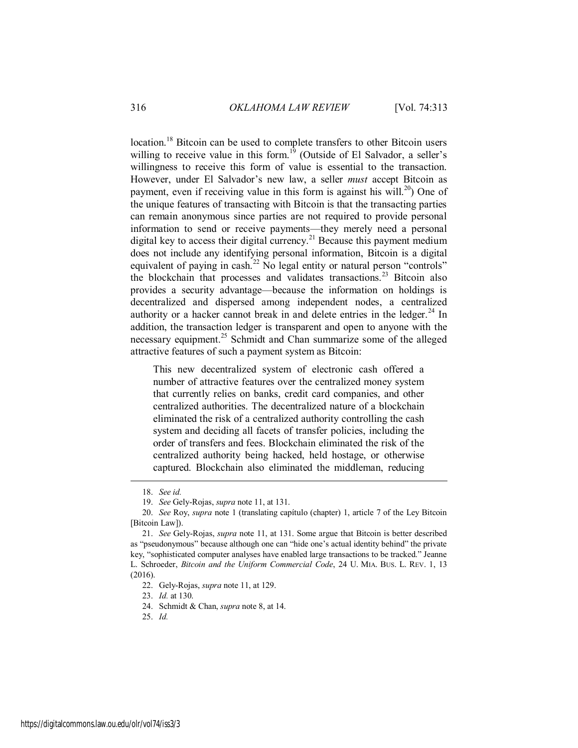location.[18] Bitcoin can be used to complete transfers to other Bitcoin users willing to receive value in this form.[19] (Outside of El Salvador, a seller's willingness to receive this form of value is essential to the transaction. However, under El Salvador's new law, a seller *must* accept Bitcoin as payment, even if receiving value in this form is against his will.[20]) One of the unique features of transacting with Bitcoin is that the transacting parties can remain anonymous since parties are not required to provide personal information to send or receive payments—they merely need a personal digital key to access their digital currency.[21] Because this payment medium does not include any identifying personal information, Bitcoin is a digital equivalent of paying in cash.[22] No legal entity or natural person "controls" the blockchain that processes and validates transactions.[23] Bitcoin also provides a security advantage—because the information on holdings is decentralized and dispersed among independent nodes, a centralized authority or a hacker cannot break in and delete entries in the ledger.[24] In addition, the transaction ledger is transparent and open to anyone with the necessary equipment.[25] Schmidt and Chan summarize some of the alleged attractive features of such a payment system as Bitcoin:

> This new decentralized system of electronic cash offered a number of attractive features over the centralized money system that currently relies on banks, credit card companies, and other centralized authorities. The decentralized nature of a blockchain eliminated the risk of a centralized authority controlling the cash system and deciding all facets of transfer policies, including the order of transfers and fees. Blockchain eliminated the risk of the centralized authority being hacked, held hostage, or otherwise captured. Blockchain also eliminated the middleman, reducing

---

18. *See id.*

19. *See* Gely-Rojas, *supra* note 11, at 131.

20. *See* Roy, *supra* note 1 (translating capítulo (chapter) 1, article 7 of the Ley Bitcoin [Bitcoin Law]).

21. *See* Gely-Rojas, *supra* note 11, at 131. Some argue that Bitcoin is better described as "pseudonymous" because although one can "hide one's actual identity behind" the private key, "sophisticated computer analyses have enabled large transactions to be tracked." Jeanne L. Schroeder, *Bitcoin and the Uniform Commercial Code*, 24 U. MIA. BUS. L. REV. 1, 13 (2016).

22. Gely-Rojas, *supra* note 11, at 129.

23. *Id.* at 130.

24. Schmidt & Chan, *supra* note 8, at 14.

25. *Id.*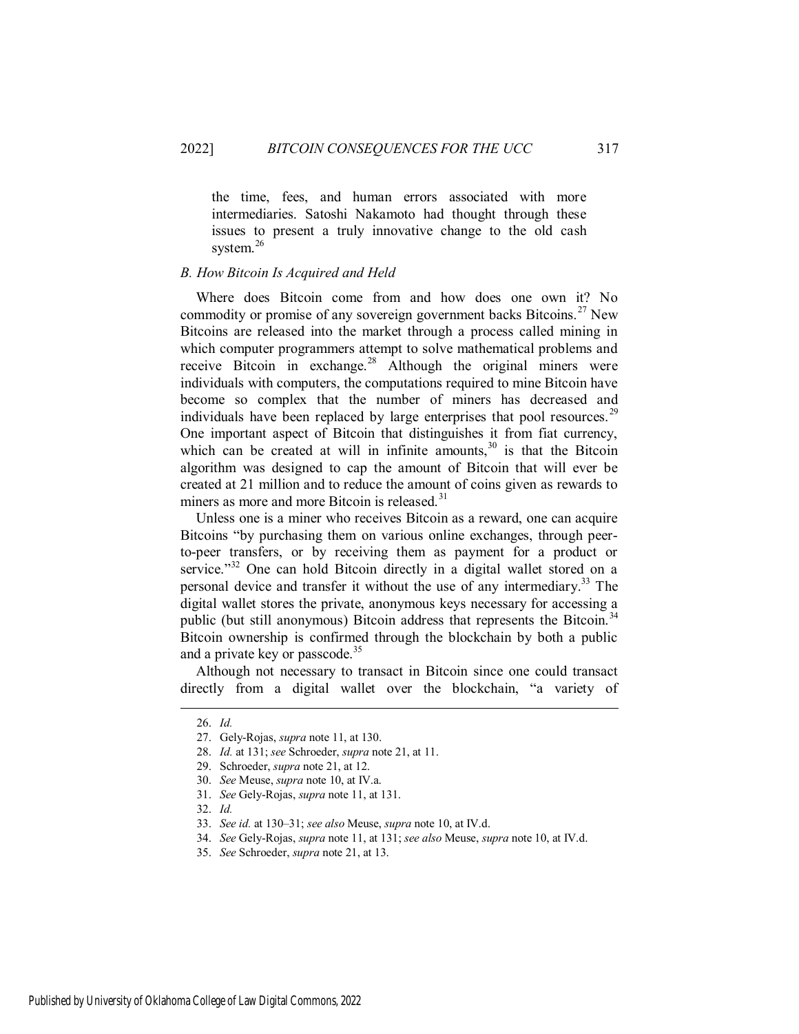the time, fees, and human errors associated with more intermediaries. Satoshi Nakamoto had thought through these issues to present a truly innovative change to the old cash system.[26]

### *B. How Bitcoin Is Acquired and Held*

Where does Bitcoin come from and how does one own it? No commodity or promise of any sovereign government backs Bitcoins.[27] New Bitcoins are released into the market through a process called mining in which computer programmers attempt to solve mathematical problems and receive Bitcoin in exchange.[28] Although the original miners were individuals with computers, the computations required to mine Bitcoin have become so complex that the number of miners has decreased and individuals have been replaced by large enterprises that pool resources.[29] One important aspect of Bitcoin that distinguishes it from fiat currency, which can be created at will in infinite amounts,[30] is that the Bitcoin algorithm was designed to cap the amount of Bitcoin that will ever be created at 21 million and to reduce the amount of coins given as rewards to miners as more and more Bitcoin is released.[31]

Unless one is a miner who receives Bitcoin as a reward, one can acquire Bitcoins "by purchasing them on various online exchanges, through peer-to-peer transfers, or by receiving them as payment for a product or service."[32] One can hold Bitcoin directly in a digital wallet stored on a personal device and transfer it without the use of any intermediary.[33] The digital wallet stores the private, anonymous keys necessary for accessing a public (but still anonymous) Bitcoin address that represents the Bitcoin.[34] Bitcoin ownership is confirmed through the blockchain by both a public and a private key or passcode.[35]

Although not necessary to transact in Bitcoin since one could transact directly from a digital wallet over the blockchain, "a variety of

---

26. *Id.*
27. Gely-Rojas, *supra* note 11, at 130.
28. *Id.* at 131; *see* Schroeder, *supra* note 21, at 11.
29. Schroeder, *supra* note 21, at 12.
30. *See* Meuse, *supra* note 10, at IV.a.
31. *See* Gely-Rojas, *supra* note 11, at 131.
32. *Id.*
33. *See id.* at 130–31; *see also* Meuse, *supra* note 10, at IV.d.
34. *See* Gely-Rojas, *supra* note 11, at 131; *see also* Meuse, *supra* note 10, at IV.d.
35. *See* Schroeder, *supra* note 21, at 13.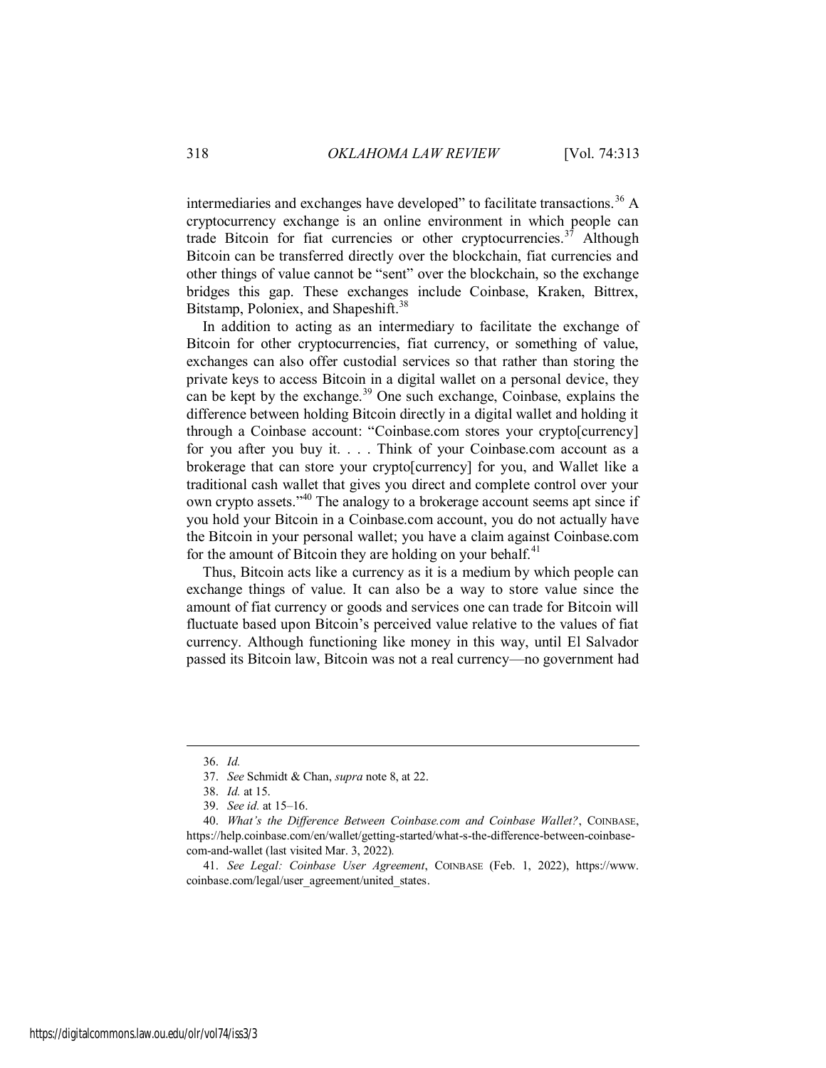intermediaries and exchanges have developed" to facilitate transactions.[36] A cryptocurrency exchange is an online environment in which people can trade Bitcoin for fiat currencies or other cryptocurrencies.[37] Although Bitcoin can be transferred directly over the blockchain, fiat currencies and other things of value cannot be "sent" over the blockchain, so the exchange bridges this gap. These exchanges include Coinbase, Kraken, Bittrex, Bitstamp, Poloniex, and Shapeshift.[38]

In addition to acting as an intermediary to facilitate the exchange of Bitcoin for other cryptocurrencies, fiat currency, or something of value, exchanges can also offer custodial services so that rather than storing the private keys to access Bitcoin in a digital wallet on a personal device, they can be kept by the exchange.[39] One such exchange, Coinbase, explains the difference between holding Bitcoin directly in a digital wallet and holding it through a Coinbase account: "Coinbase.com stores your crypto[currency] for you after you buy it. . . . Think of your Coinbase.com account as a brokerage that can store your crypto[currency] for you, and Wallet like a traditional cash wallet that gives you direct and complete control over your own crypto assets."[40] The analogy to a brokerage account seems apt since if you hold your Bitcoin in a Coinbase.com account, you do not actually have the Bitcoin in your personal wallet; you have a claim against Coinbase.com for the amount of Bitcoin they are holding on your behalf.[41]

Thus, Bitcoin acts like a currency as it is a medium by which people can exchange things of value. It can also be a way to store value since the amount of fiat currency or goods and services one can trade for Bitcoin will fluctuate based upon Bitcoin's perceived value relative to the values of fiat currency. Although functioning like money in this way, until El Salvador passed its Bitcoin law, Bitcoin was not a real currency—no government had

---

36. *Id.*

37. *See* Schmidt & Chan, *supra* note 8, at 22.

38. *Id.* at 15.

39. *See id.* at 15–16.

40. *What's the Difference Between Coinbase.com and Coinbase Wallet?*, COINBASE, https://help.coinbase.com/en/wallet/getting-started/what-s-the-difference-between-coinbase-com-and-wallet (last visited Mar. 3, 2022).

41. *See Legal: Coinbase User Agreement*, COINBASE (Feb. 1, 2022), https://www.coinbase.com/legal/user_agreement/united_states.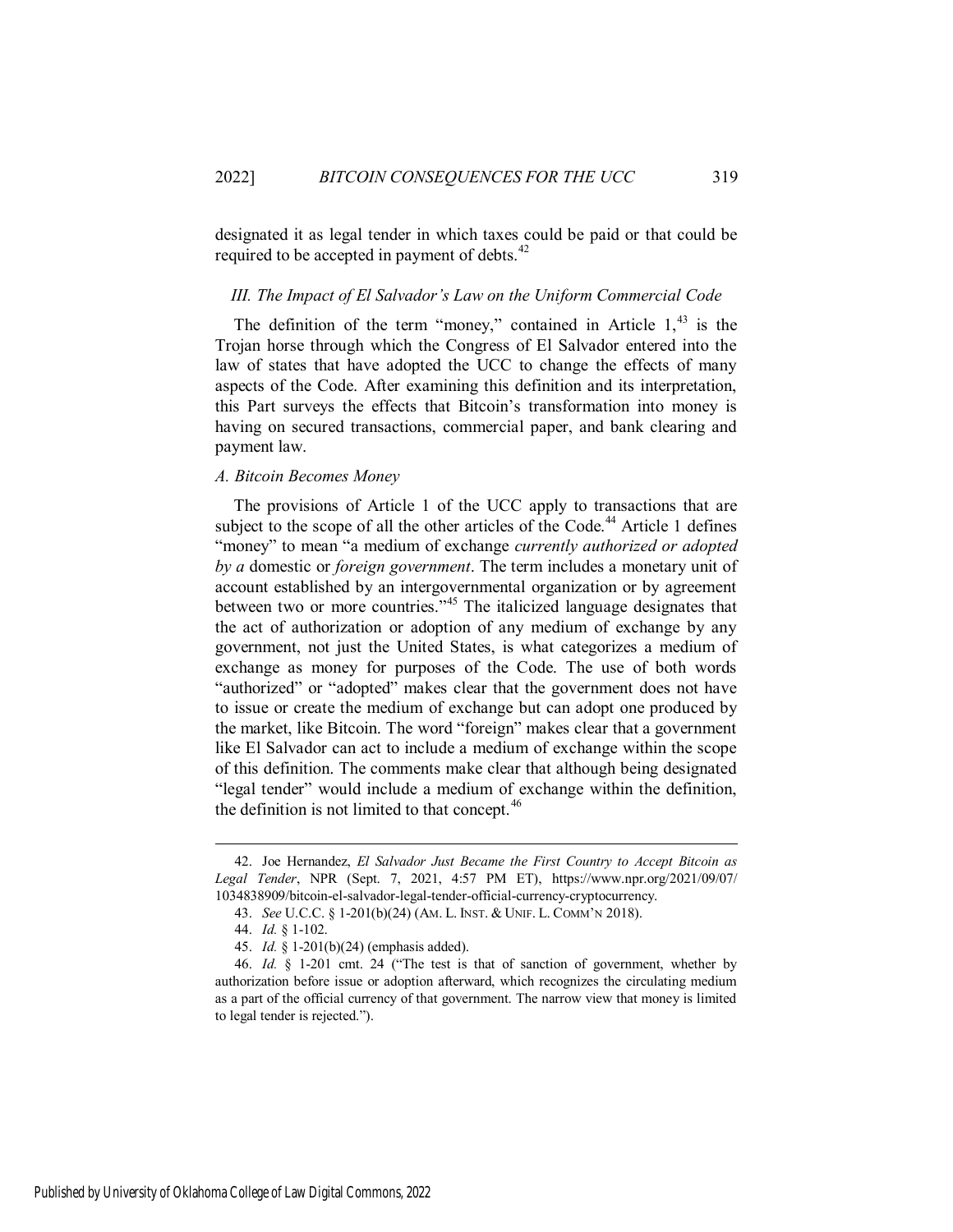designated it as legal tender in which taxes could be paid or that could be required to be accepted in payment of debts.[42]

### *III. The Impact of El Salvador's Law on the Uniform Commercial Code*

The definition of the term "money," contained in Article 1,[43] is the Trojan horse through which the Congress of El Salvador entered into the law of states that have adopted the UCC to change the effects of many aspects of the Code. After examining this definition and its interpretation, this Part surveys the effects that Bitcoin's transformation into money is having on secured transactions, commercial paper, and bank clearing and payment law.

#### *A. Bitcoin Becomes Money*

The provisions of Article 1 of the UCC apply to transactions that are subject to the scope of all the other articles of the Code.[44] Article 1 defines "money" to mean "a medium of exchange *currently authorized or adopted by a* domestic or *foreign government*. The term includes a monetary unit of account established by an intergovernmental organization or by agreement between two or more countries."[45] The italicized language designates that the act of authorization or adoption of any medium of exchange by any government, not just the United States, is what categorizes a medium of exchange as money for purposes of the Code. The use of both words "authorized" or "adopted" makes clear that the government does not have to issue or create the medium of exchange but can adopt one produced by the market, like Bitcoin. The word "foreign" makes clear that a government like El Salvador can act to include a medium of exchange within the scope of this definition. The comments make clear that although being designated "legal tender" would include a medium of exchange within the definition, the definition is not limited to that concept.[46]

---

42. Joe Hernandez, *El Salvador Just Became the First Country to Accept Bitcoin as Legal Tender*, NPR (Sept. 7, 2021, 4:57 PM ET), https://www.npr.org/2021/09/07/1034838909/bitcoin-el-salvador-legal-tender-official-currency-cryptocurrency.

43. *See* U.C.C. § 1-201(b)(24) (AM. L. INST. & UNIF. L. COMM'N 2018).

44. *Id.* § 1-102.

45. *Id.* § 1-201(b)(24) (emphasis added).

46. *Id.* § 1-201 cmt. 24 ("The test is that of sanction of government, whether by authorization before issue or adoption afterward, which recognizes the circulating medium as a part of the official currency of that government. The narrow view that money is limited to legal tender is rejected.").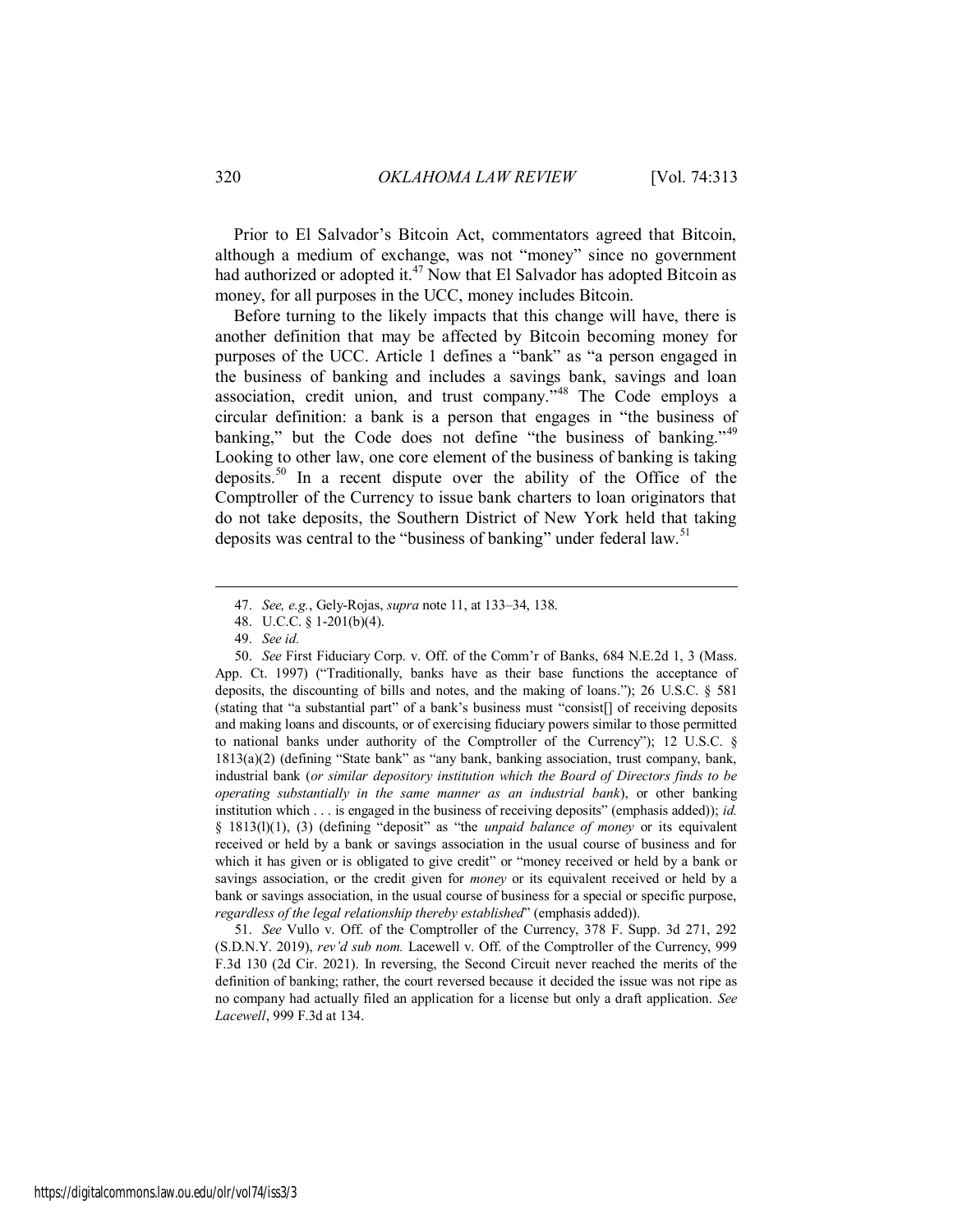Prior to El Salvador's Bitcoin Act, commentators agreed that Bitcoin, although a medium of exchange, was not "money" since no government had authorized or adopted it.[47] Now that El Salvador has adopted Bitcoin as money, for all purposes in the UCC, money includes Bitcoin.

Before turning to the likely impacts that this change will have, there is another definition that may be affected by Bitcoin becoming money for purposes of the UCC. Article 1 defines a "bank" as "a person engaged in the business of banking and includes a savings bank, savings and loan association, credit union, and trust company."[48] The Code employs a circular definition: a bank is a person that engages in "the business of banking," but the Code does not define "the business of banking."[49] Looking to other law, one core element of the business of banking is taking deposits.[50] In a recent dispute over the ability of the Office of the Comptroller of the Currency to issue bank charters to loan originators that do not take deposits, the Southern District of New York held that taking deposits was central to the "business of banking" under federal law.[51]

---

47. *See, e.g.*, Gely-Rojas, *supra* note 11, at 133–34, 138.

48. U.C.C. § 1-201(b)(4).

49. *See id.*

50. *See* First Fiduciary Corp. v. Off. of the Comm'r of Banks, 684 N.E.2d 1, 3 (Mass. App. Ct. 1997) ("Traditionally, banks have as their base functions the acceptance of deposits, the discounting of bills and notes, and the making of loans."); 26 U.S.C. § 581 (stating that "a substantial part" of a bank's business must "consist[] of receiving deposits and making loans and discounts, or of exercising fiduciary powers similar to those permitted to national banks under authority of the Comptroller of the Currency"); 12 U.S.C. § 1813(a)(2) (defining "State bank" as "any bank, banking association, trust company, bank, industrial bank (*or similar depository institution which the Board of Directors finds to be operating substantially in the same manner as an industrial bank*), or other banking institution which . . . is engaged in the business of receiving deposits" (emphasis added)); *id.* § 1813(l)(1), (3) (defining "deposit" as "the *unpaid balance of money* or its equivalent received or held by a bank or savings association in the usual course of business and for which it has given or is obligated to give credit" or "money received or held by a bank or savings association, or the credit given for *money* or its equivalent received or held by a bank or savings association, in the usual course of business for a special or specific purpose, *regardless of the legal relationship thereby established*" (emphasis added)).

51. *See* Vullo v. Off. of the Comptroller of the Currency, 378 F. Supp. 3d 271, 292 (S.D.N.Y. 2019), *rev'd sub nom.* Lacewell v. Off. of the Comptroller of the Currency, 999 F.3d 130 (2d Cir. 2021). In reversing, the Second Circuit never reached the merits of the definition of banking; rather, the court reversed because it decided the issue was not ripe as no company had actually filed an application for a license but only a draft application. *See Lacewell*, 999 F.3d at 134.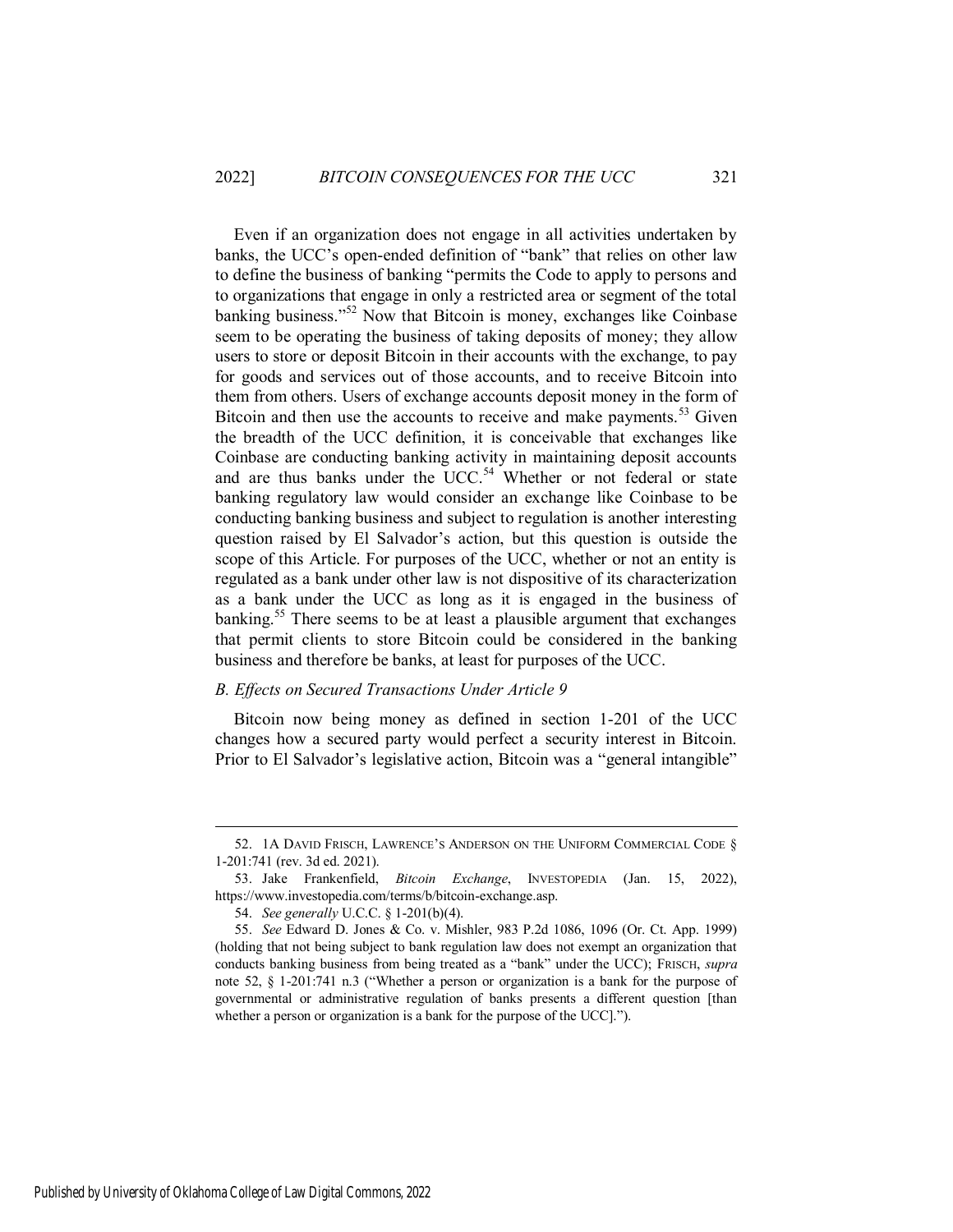Even if an organization does not engage in all activities undertaken by banks, the UCC's open-ended definition of "bank" that relies on other law to define the business of banking "permits the Code to apply to persons and to organizations that engage in only a restricted area or segment of the total banking business."[52] Now that Bitcoin is money, exchanges like Coinbase seem to be operating the business of taking deposits of money; they allow users to store or deposit Bitcoin in their accounts with the exchange, to pay for goods and services out of those accounts, and to receive Bitcoin into them from others. Users of exchange accounts deposit money in the form of Bitcoin and then use the accounts to receive and make payments.[53] Given the breadth of the UCC definition, it is conceivable that exchanges like Coinbase are conducting banking activity in maintaining deposit accounts and are thus banks under the UCC.[54] Whether or not federal or state banking regulatory law would consider an exchange like Coinbase to be conducting banking business and subject to regulation is another interesting question raised by El Salvador's action, but this question is outside the scope of this Article. For purposes of the UCC, whether or not an entity is regulated as a bank under other law is not dispositive of its characterization as a bank under the UCC as long as it is engaged in the business of banking.[55] There seems to be at least a plausible argument that exchanges that permit clients to store Bitcoin could be considered in the banking business and therefore be banks, at least for purposes of the UCC.

### *B. Effects on Secured Transactions Under Article 9*

Bitcoin now being money as defined in section 1-201 of the UCC changes how a secured party would perfect a security interest in Bitcoin. Prior to El Salvador's legislative action, Bitcoin was a "general intangible"

---

52. 1A DAVID FRISCH, LAWRENCE'S ANDERSON ON THE UNIFORM COMMERCIAL CODE § 1-201:741 (rev. 3d ed. 2021).

53. Jake Frankenfield, *Bitcoin Exchange*, INVESTOPEDIA (Jan. 15, 2022), https://www.investopedia.com/terms/b/bitcoin-exchange.asp.

54. *See generally* U.C.C. § 1-201(b)(4).

55. *See* Edward D. Jones & Co. v. Mishler, 983 P.2d 1086, 1096 (Or. Ct. App. 1999) (holding that not being subject to bank regulation law does not exempt an organization that conducts banking business from being treated as a "bank" under the UCC); FRISCH, *supra* note 52, § 1-201:741 n.3 ("Whether a person or organization is a bank for the purpose of governmental or administrative regulation of banks presents a different question [than whether a person or organization is a bank for the purpose of the UCC].").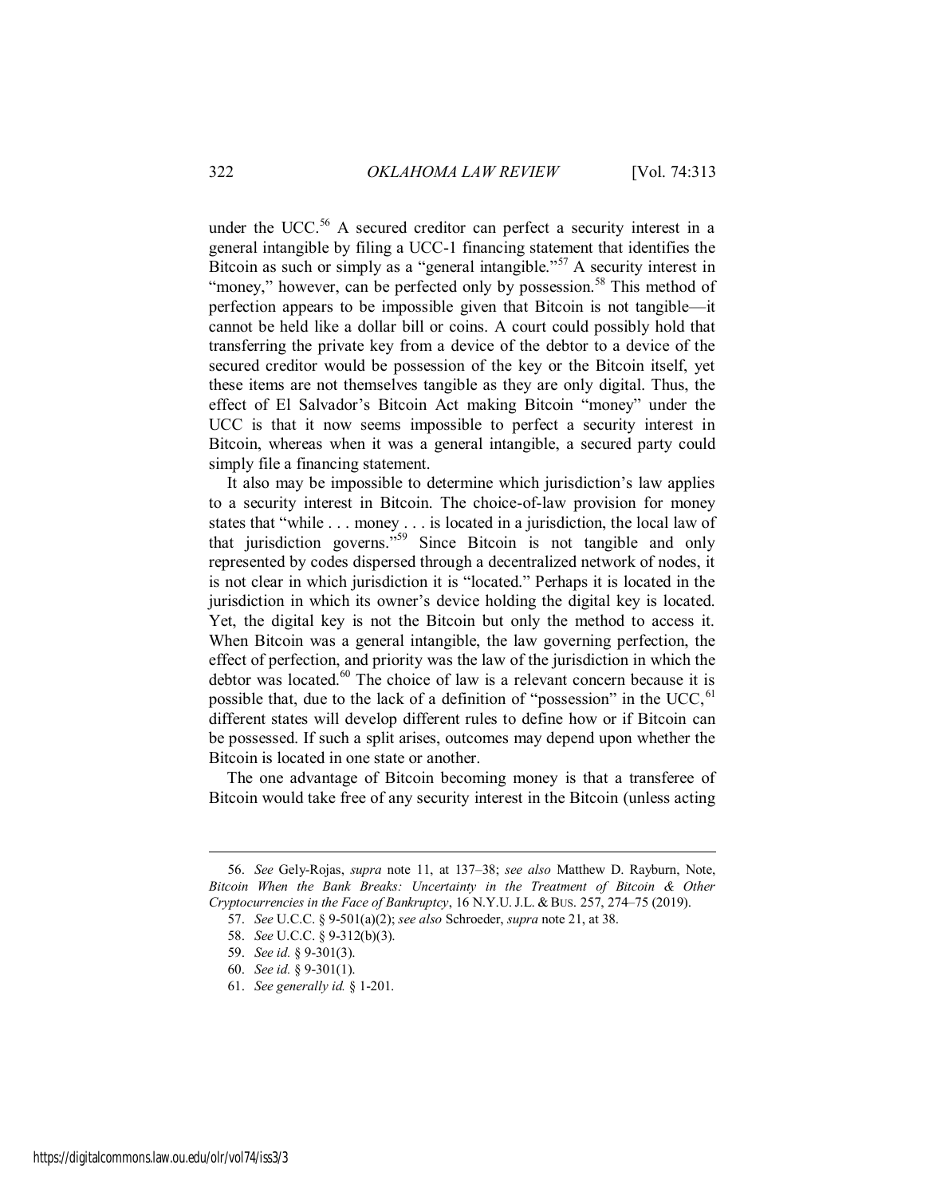under the UCC.[56] A secured creditor can perfect a security interest in a general intangible by filing a UCC-1 financing statement that identifies the Bitcoin as such or simply as a "general intangible."[57] A security interest in "money," however, can be perfected only by possession.[58] This method of perfection appears to be impossible given that Bitcoin is not tangible—it cannot be held like a dollar bill or coins. A court could possibly hold that transferring the private key from a device of the debtor to a device of the secured creditor would be possession of the key or the Bitcoin itself, yet these items are not themselves tangible as they are only digital. Thus, the effect of El Salvador's Bitcoin Act making Bitcoin "money" under the UCC is that it now seems impossible to perfect a security interest in Bitcoin, whereas when it was a general intangible, a secured party could simply file a financing statement.

It also may be impossible to determine which jurisdiction's law applies to a security interest in Bitcoin. The choice-of-law provision for money states that "while . . . money . . . is located in a jurisdiction, the local law of that jurisdiction governs."[59] Since Bitcoin is not tangible and only represented by codes dispersed through a decentralized network of nodes, it is not clear in which jurisdiction it is "located." Perhaps it is located in the jurisdiction in which its owner's device holding the digital key is located. Yet, the digital key is not the Bitcoin but only the method to access it. When Bitcoin was a general intangible, the law governing perfection, the effect of perfection, and priority was the law of the jurisdiction in which the debtor was located.[60] The choice of law is a relevant concern because it is possible that, due to the lack of a definition of "possession" in the UCC,[61] different states will develop different rules to define how or if Bitcoin can be possessed. If such a split arises, outcomes may depend upon whether the Bitcoin is located in one state or another.

The one advantage of Bitcoin becoming money is that a transferee of Bitcoin would take free of any security interest in the Bitcoin (unless acting

---

56. *See* Gely-Rojas, *supra* note 11, at 137–38; *see also* Matthew D. Rayburn, Note, *Bitcoin When the Bank Breaks: Uncertainty in the Treatment of Bitcoin & Other Cryptocurrencies in the Face of Bankruptcy*, 16 N.Y.U. J.L. & BUS. 257, 274–75 (2019).

57. *See* U.C.C. § 9-501(a)(2); *see also* Schroeder, *supra* note 21, at 38.

58. *See* U.C.C. § 9-312(b)(3).

59. *See id.* § 9-301(3).

60. *See id.* § 9-301(1).

61. *See generally id.* § 1-201.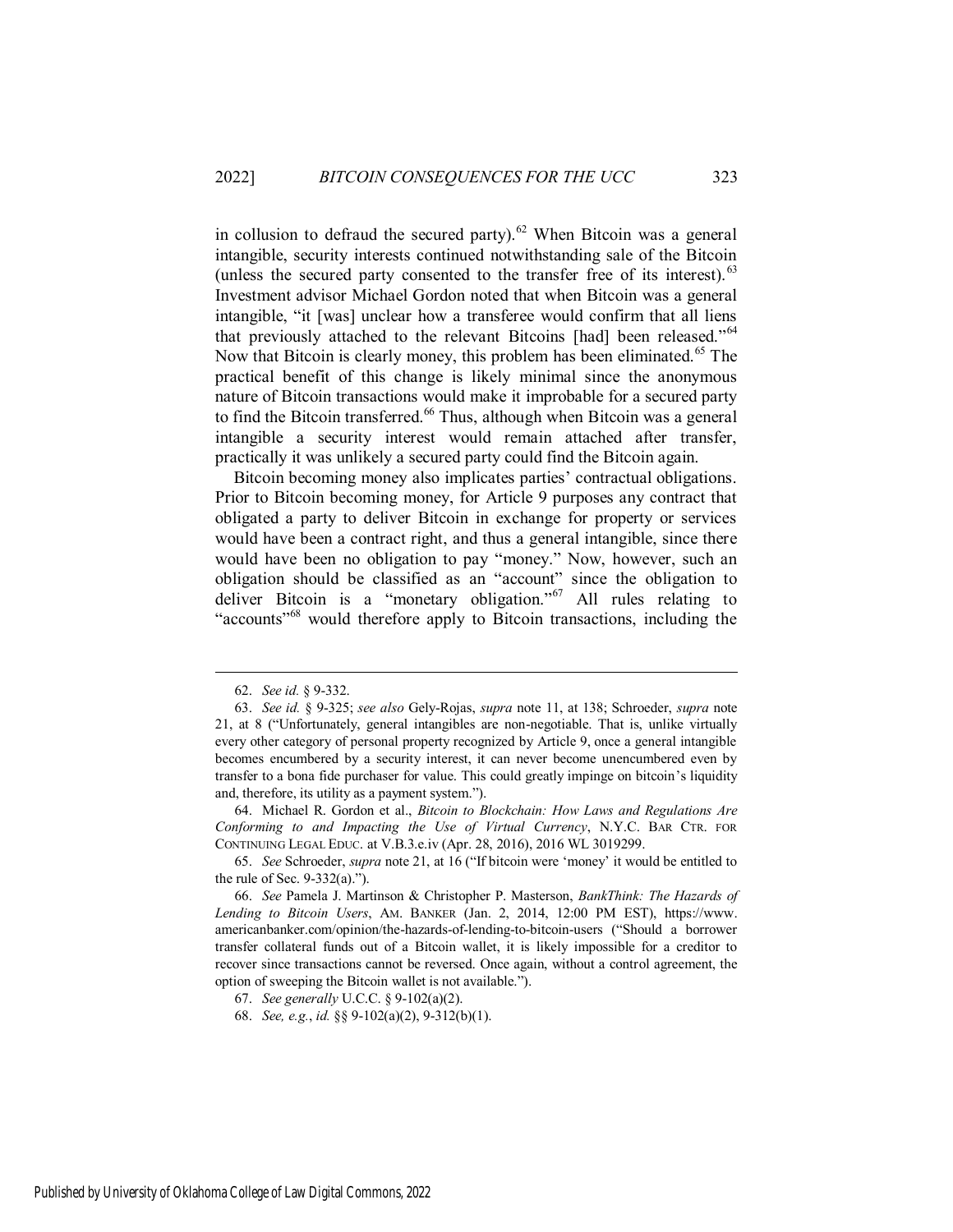in collusion to defraud the secured party).[62] When Bitcoin was a general intangible, security interests continued notwithstanding sale of the Bitcoin (unless the secured party consented to the transfer free of its interest).[63] Investment advisor Michael Gordon noted that when Bitcoin was a general intangible, "it [was] unclear how a transferee would confirm that all liens that previously attached to the relevant Bitcoins [had] been released."[64] Now that Bitcoin is clearly money, this problem has been eliminated.[65] The practical benefit of this change is likely minimal since the anonymous nature of Bitcoin transactions would make it improbable for a secured party to find the Bitcoin transferred.[66] Thus, although when Bitcoin was a general intangible a security interest would remain attached after transfer, practically it was unlikely a secured party could find the Bitcoin again.

Bitcoin becoming money also implicates parties' contractual obligations. Prior to Bitcoin becoming money, for Article 9 purposes any contract that obligated a party to deliver Bitcoin in exchange for property or services would have been a contract right, and thus a general intangible, since there would have been no obligation to pay "money." Now, however, such an obligation should be classified as an "account" since the obligation to deliver Bitcoin is a "monetary obligation."[67] All rules relating to "accounts"[68] would therefore apply to Bitcoin transactions, including the

---

62. *See id.* § 9-332.

63. *See id.* § 9-325; *see also* Gely-Rojas, *supra* note 11, at 138; Schroeder, *supra* note 21, at 8 ("Unfortunately, general intangibles are non-negotiable. That is, unlike virtually every other category of personal property recognized by Article 9, once a general intangible becomes encumbered by a security interest, it can never become unencumbered even by transfer to a bona fide purchaser for value. This could greatly impinge on bitcoin's liquidity and, therefore, its utility as a payment system.").

64. Michael R. Gordon et al., *Bitcoin to Blockchain: How Laws and Regulations Are Conforming to and Impacting the Use of Virtual Currency*, N.Y.C. BAR CTR. FOR CONTINUING LEGAL EDUC. at V.B.3.e.iv (Apr. 28, 2016), 2016 WL 3019299.

65. *See* Schroeder, *supra* note 21, at 16 ("If bitcoin were 'money' it would be entitled to the rule of Sec. 9-332(a).").

66. *See* Pamela J. Martinson & Christopher P. Masterson, *BankThink: The Hazards of Lending to Bitcoin Users*, AM. BANKER (Jan. 2, 2014, 12:00 PM EST), https://www.americanbanker.com/opinion/the-hazards-of-lending-to-bitcoin-users ("Should a borrower transfer collateral funds out of a Bitcoin wallet, it is likely impossible for a creditor to recover since transactions cannot be reversed. Once again, without a control agreement, the option of sweeping the Bitcoin wallet is not available.").

67. *See generally* U.C.C. § 9-102(a)(2).

68. *See, e.g.*, *id.* §§ 9-102(a)(2), 9-312(b)(1).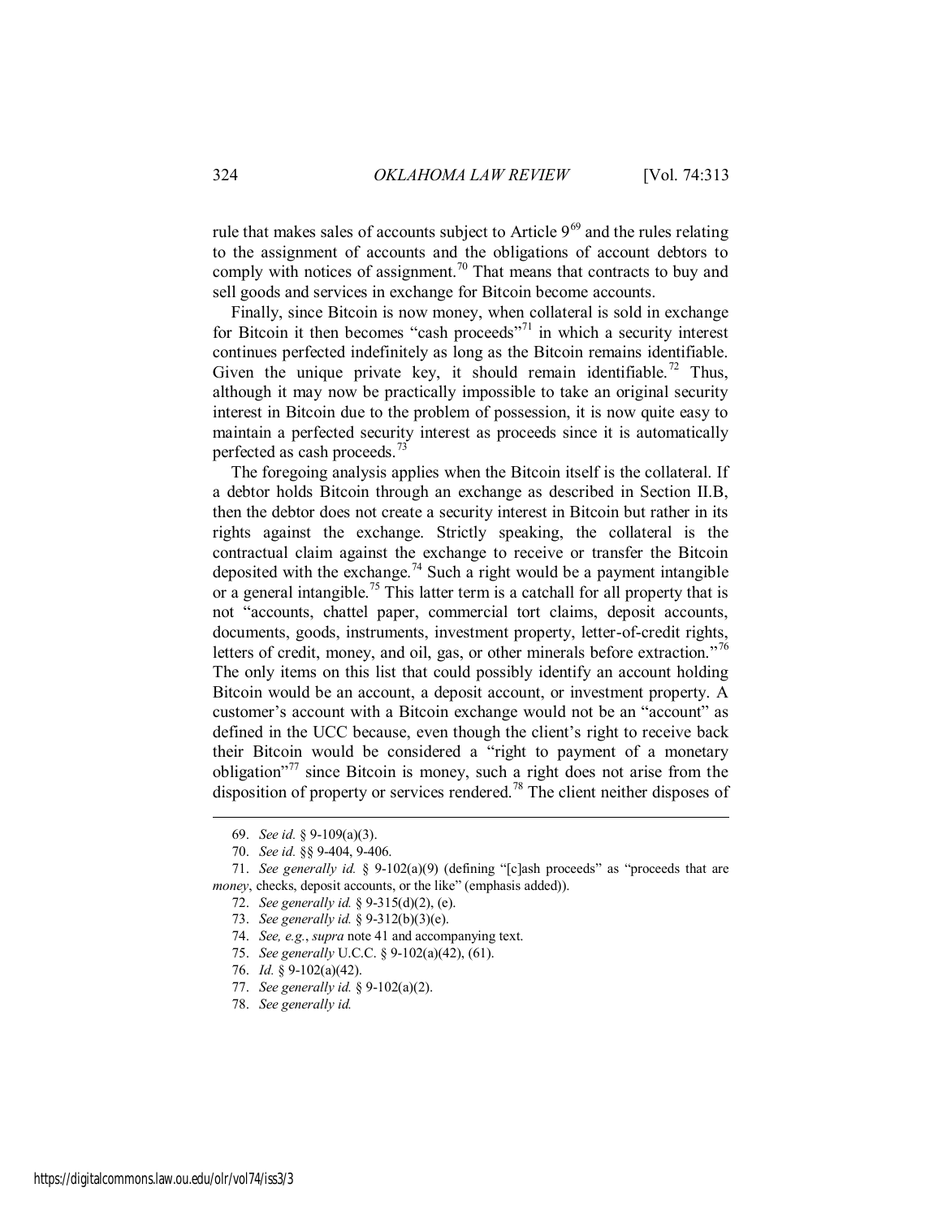rule that makes sales of accounts subject to Article 9[69] and the rules relating to the assignment of accounts and the obligations of account debtors to comply with notices of assignment.[70] That means that contracts to buy and sell goods and services in exchange for Bitcoin become accounts.

Finally, since Bitcoin is now money, when collateral is sold in exchange for Bitcoin it then becomes "cash proceeds"[71] in which a security interest continues perfected indefinitely as long as the Bitcoin remains identifiable. Given the unique private key, it should remain identifiable.[72] Thus, although it may now be practically impossible to take an original security interest in Bitcoin due to the problem of possession, it is now quite easy to maintain a perfected security interest as proceeds since it is automatically perfected as cash proceeds.[73]

The foregoing analysis applies when the Bitcoin itself is the collateral. If a debtor holds Bitcoin through an exchange as described in Section II.B, then the debtor does not create a security interest in Bitcoin but rather in its rights against the exchange. Strictly speaking, the collateral is the contractual claim against the exchange to receive or transfer the Bitcoin deposited with the exchange.[74] Such a right would be a payment intangible or a general intangible.[75] This latter term is a catchall for all property that is not "accounts, chattel paper, commercial tort claims, deposit accounts, documents, goods, instruments, investment property, letter-of-credit rights, letters of credit, money, and oil, gas, or other minerals before extraction."[76] The only items on this list that could possibly identify an account holding Bitcoin would be an account, a deposit account, or investment property. A customer's account with a Bitcoin exchange would not be an "account" as defined in the UCC because, even though the client's right to receive back their Bitcoin would be considered a "right to payment of a monetary obligation"[77] since Bitcoin is money, such a right does not arise from the disposition of property or services rendered.[78] The client neither disposes of

---

69. *See id.* § 9-109(a)(3).

70. *See id.* §§ 9-404, 9-406.

71. *See generally id.* § 9-102(a)(9) (defining "[c]ash proceeds" as "proceeds that are *money*, checks, deposit accounts, or the like" (emphasis added)).

72. *See generally id.* § 9-315(d)(2), (e).

73. *See generally id.* § 9-312(b)(3)(e).

74. *See, e.g.*, *supra* note 41 and accompanying text.

75. *See generally* U.C.C. § 9-102(a)(42), (61).

76. *Id.* § 9-102(a)(42).

77. *See generally id.* § 9-102(a)(2).

78. *See generally id.*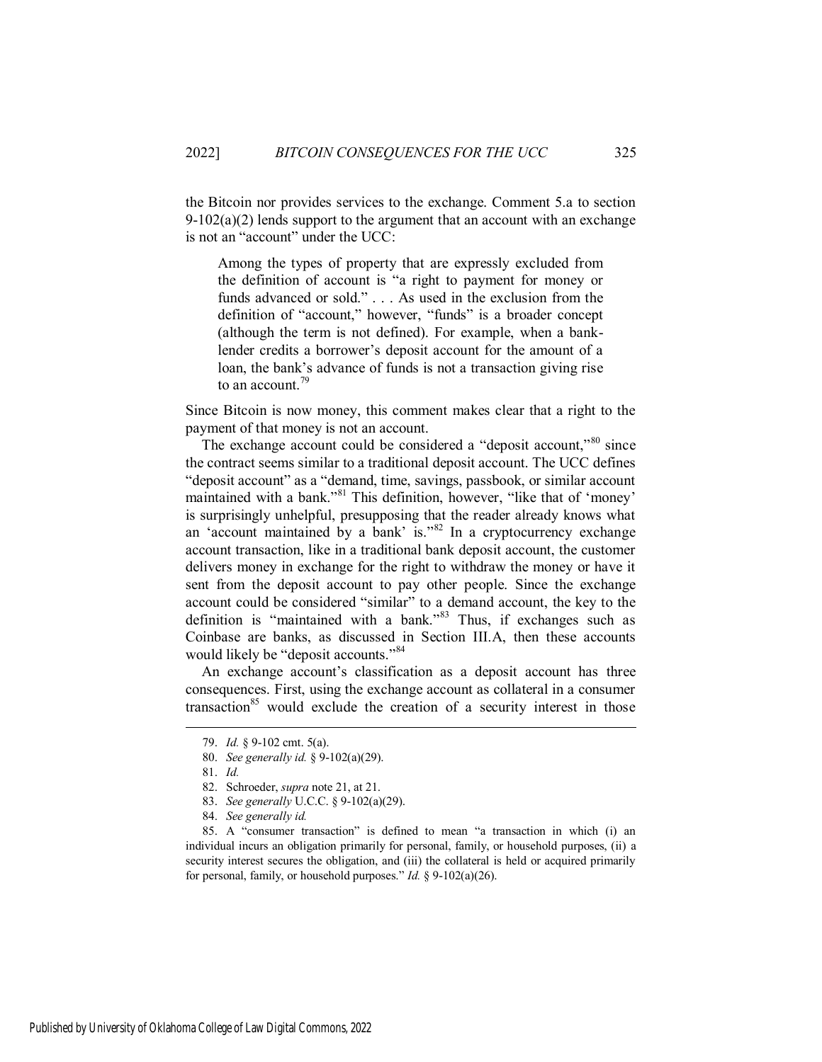the Bitcoin nor provides services to the exchange. Comment 5.a to section 9-102(a)(2) lends support to the argument that an account with an exchange is not an "account" under the UCC:

> Among the types of property that are expressly excluded from the definition of account is "a right to payment for money or funds advanced or sold." . . . As used in the exclusion from the definition of "account," however, "funds" is a broader concept (although the term is not defined). For example, when a bank-lender credits a borrower's deposit account for the amount of a loan, the bank's advance of funds is not a transaction giving rise to an account.[79]

Since Bitcoin is now money, this comment makes clear that a right to the payment of that money is not an account.

The exchange account could be considered a "deposit account,"[80] since the contract seems similar to a traditional deposit account. The UCC defines "deposit account" as a "demand, time, savings, passbook, or similar account maintained with a bank."[81] This definition, however, "like that of 'money' is surprisingly unhelpful, presupposing that the reader already knows what an 'account maintained by a bank' is."[82] In a cryptocurrency exchange account transaction, like in a traditional bank deposit account, the customer delivers money in exchange for the right to withdraw the money or have it sent from the deposit account to pay other people. Since the exchange account could be considered "similar" to a demand account, the key to the definition is "maintained with a bank."[83] Thus, if exchanges such as Coinbase are banks, as discussed in Section III.A, then these accounts would likely be "deposit accounts."[84]

An exchange account's classification as a deposit account has three consequences. First, using the exchange account as collateral in a consumer transaction[85] would exclude the creation of a security interest in those

---

79. *Id.* § 9-102 cmt. 5(a).

80. *See generally id.* § 9-102(a)(29).

81. *Id.*

82. Schroeder, *supra* note 21, at 21.

83. *See generally* U.C.C. § 9-102(a)(29).

84. *See generally id.*

85. A "consumer transaction" is defined to mean "a transaction in which (i) an individual incurs an obligation primarily for personal, family, or household purposes, (ii) a security interest secures the obligation, and (iii) the collateral is held or acquired primarily for personal, family, or household purposes." *Id.* § 9-102(a)(26).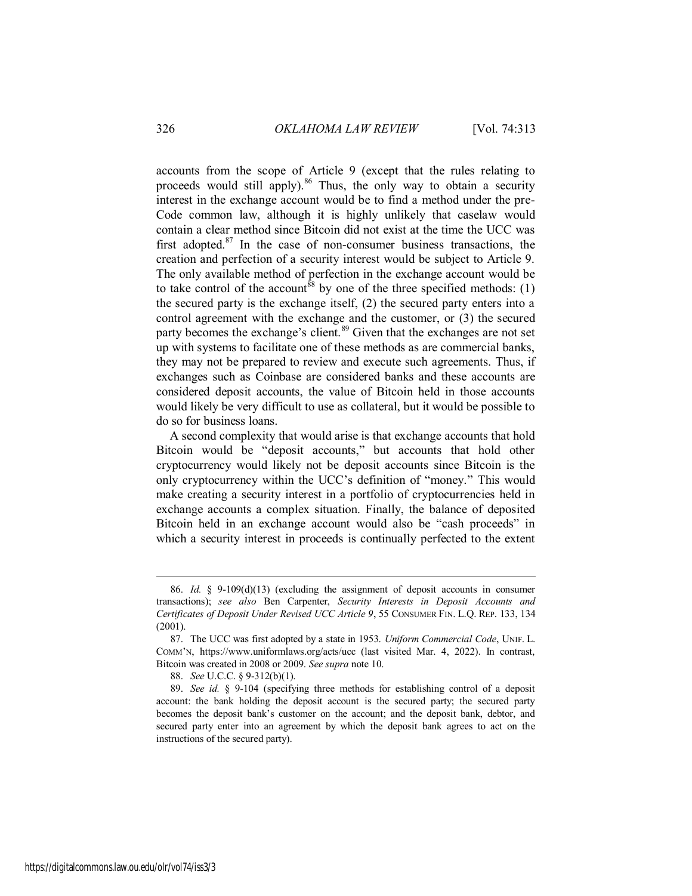accounts from the scope of Article 9 (except that the rules relating to proceeds would still apply).[86] Thus, the only way to obtain a security interest in the exchange account would be to find a method under the pre-Code common law, although it is highly unlikely that caselaw would contain a clear method since Bitcoin did not exist at the time the UCC was first adopted.[87] In the case of non-consumer business transactions, the creation and perfection of a security interest would be subject to Article 9. The only available method of perfection in the exchange account would be to take control of the account[88] by one of the three specified methods: (1) the secured party is the exchange itself, (2) the secured party enters into a control agreement with the exchange and the customer, or (3) the secured party becomes the exchange's client.[89] Given that the exchanges are not set up with systems to facilitate one of these methods as are commercial banks, they may not be prepared to review and execute such agreements. Thus, if exchanges such as Coinbase are considered banks and these accounts are considered deposit accounts, the value of Bitcoin held in those accounts would likely be very difficult to use as collateral, but it would be possible to do so for business loans.

A second complexity that would arise is that exchange accounts that hold Bitcoin would be "deposit accounts," but accounts that hold other cryptocurrency would likely not be deposit accounts since Bitcoin is the only cryptocurrency within the UCC's definition of "money." This would make creating a security interest in a portfolio of cryptocurrencies held in exchange accounts a complex situation. Finally, the balance of deposited Bitcoin held in an exchange account would also be "cash proceeds" in which a security interest in proceeds is continually perfected to the extent

---

86. *Id.* § 9-109(d)(13) (excluding the assignment of deposit accounts in consumer transactions); *see also* Ben Carpenter, *Security Interests in Deposit Accounts and Certificates of Deposit Under Revised UCC Article 9*, 55 CONSUMER FIN. L.Q. REP. 133, 134 (2001).

87. The UCC was first adopted by a state in 1953. *Uniform Commercial Code*, UNIF. L. COMM'N, https://www.uniformlaws.org/acts/ucc (last visited Mar. 4, 2022). In contrast, Bitcoin was created in 2008 or 2009. *See supra* note 10.

88. *See* U.C.C. § 9-312(b)(1).

89. *See id.* § 9-104 (specifying three methods for establishing control of a deposit account: the bank holding the deposit account is the secured party; the secured party becomes the deposit bank's customer on the account; and the deposit bank, debtor, and secured party enter into an agreement by which the deposit bank agrees to act on the instructions of the secured party).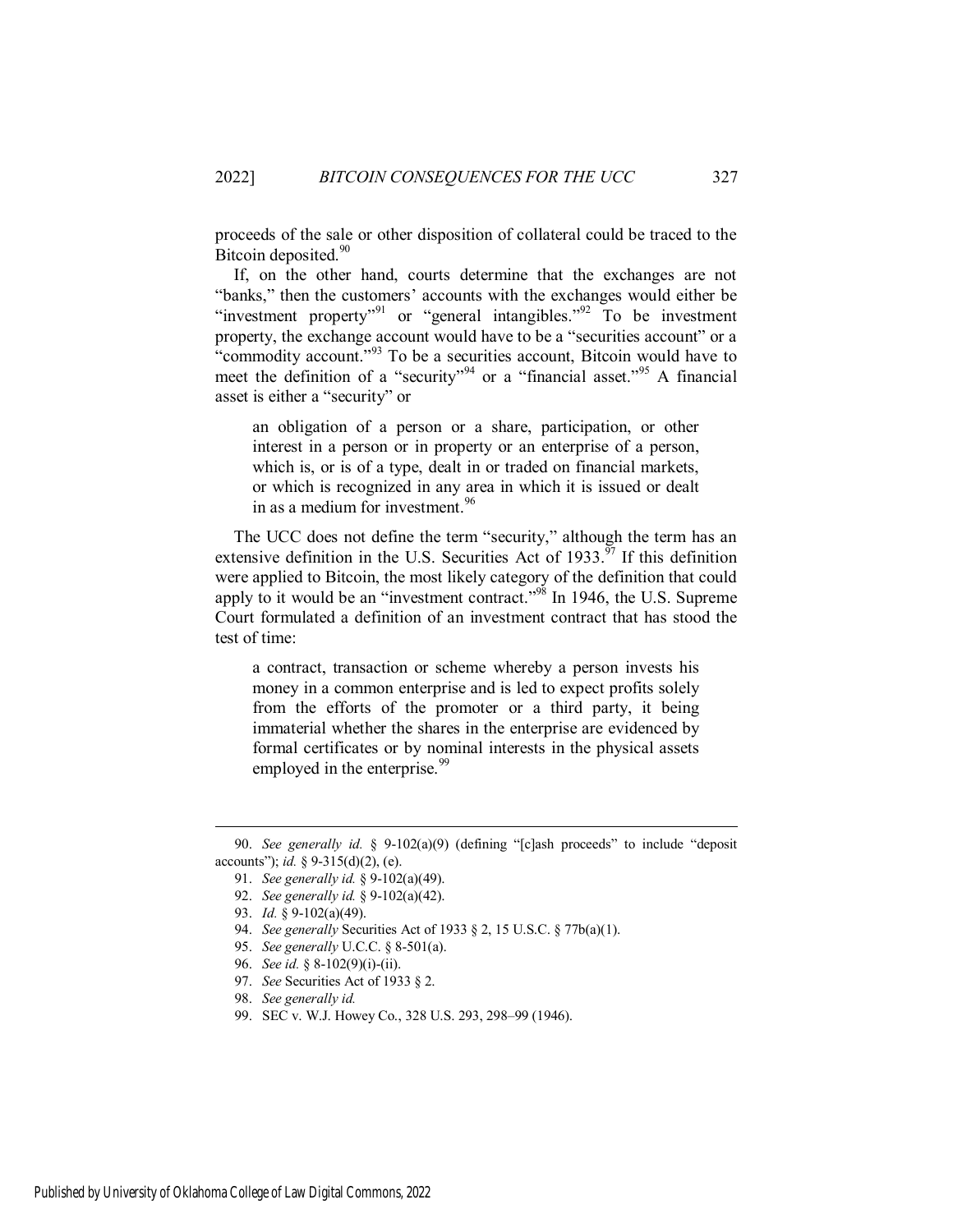proceeds of the sale or other disposition of collateral could be traced to the Bitcoin deposited.[90]

If, on the other hand, courts determine that the exchanges are not "banks," then the customers' accounts with the exchanges would either be "investment property"[91] or "general intangibles."[92] To be investment property, the exchange account would have to be a "securities account" or a "commodity account."[93] To be a securities account, Bitcoin would have to meet the definition of a "security"[94] or a "financial asset."[95] A financial asset is either a "security" or

> an obligation of a person or a share, participation, or other interest in a person or in property or an enterprise of a person, which is, or is of a type, dealt in or traded on financial markets, or which is recognized in any area in which it is issued or dealt in as a medium for investment.[96]

The UCC does not define the term "security," although the term has an extensive definition in the U.S. Securities Act of 1933.[97] If this definition were applied to Bitcoin, the most likely category of the definition that could apply to it would be an "investment contract."[98] In 1946, the U.S. Supreme Court formulated a definition of an investment contract that has stood the test of time:

> a contract, transaction or scheme whereby a person invests his money in a common enterprise and is led to expect profits solely from the efforts of the promoter or a third party, it being immaterial whether the shares in the enterprise are evidenced by formal certificates or by nominal interests in the physical assets employed in the enterprise.[99]

---

90. *See generally id.* § 9-102(a)(9) (defining "[c]ash proceeds" to include "deposit accounts"); *id.* § 9-315(d)(2), (e).

91. *See generally id.* § 9-102(a)(49).

92. *See generally id.* § 9-102(a)(42).

93. *Id.* § 9-102(a)(49).

94. *See generally* Securities Act of 1933 § 2, 15 U.S.C. § 77b(a)(1).

95. *See generally* U.C.C. § 8-501(a).

96. *See id.* § 8-102(9)(i)-(ii).

97. *See* Securities Act of 1933 § 2.

98. *See generally id.*

99. SEC v. W.J. Howey Co., 328 U.S. 293, 298–99 (1946).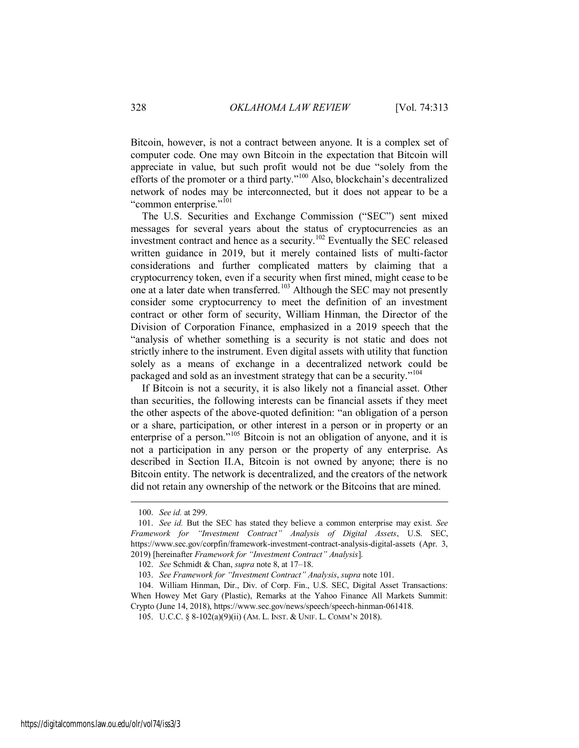Bitcoin, however, is not a contract between anyone. It is a complex set of computer code. One may own Bitcoin in the expectation that Bitcoin will appreciate in value, but such profit would not be due "solely from the efforts of the promoter or a third party."[100] Also, blockchain's decentralized network of nodes may be interconnected, but it does not appear to be a "common enterprise."[101]

The U.S. Securities and Exchange Commission ("SEC") sent mixed messages for several years about the status of cryptocurrencies as an investment contract and hence as a security.[102] Eventually the SEC released written guidance in 2019, but it merely contained lists of multi-factor considerations and further complicated matters by claiming that a cryptocurrency token, even if a security when first mined, might cease to be one at a later date when transferred.[103] Although the SEC may not presently consider some cryptocurrency to meet the definition of an investment contract or other form of security, William Hinman, the Director of the Division of Corporation Finance, emphasized in a 2019 speech that the "analysis of whether something is a security is not static and does not strictly inhere to the instrument. Even digital assets with utility that function solely as a means of exchange in a decentralized network could be packaged and sold as an investment strategy that can be a security."[104]

If Bitcoin is not a security, it is also likely not a financial asset. Other than securities, the following interests can be financial assets if they meet the other aspects of the above-quoted definition: "an obligation of a person or a share, participation, or other interest in a person or in property or an enterprise of a person."[105] Bitcoin is not an obligation of anyone, and it is not a participation in any person or the property of any enterprise. As described in Section II.A, Bitcoin is not owned by anyone; there is no Bitcoin entity. The network is decentralized, and the creators of the network did not retain any ownership of the network or the Bitcoins that are mined.

---

100. *See id.* at 299.

101. *See id.* But the SEC has stated they believe a common enterprise may exist. *See Framework for "Investment Contract" Analysis of Digital Assets*, U.S. SEC, https://www.sec.gov/corpfin/framework-investment-contract-analysis-digital-assets (Apr. 3, 2019) [hereinafter *Framework for "Investment Contract" Analysis*].

102. *See* Schmidt & Chan, *supra* note 8, at 17–18.

103. *See Framework for "Investment Contract" Analysis*, *supra* note 101.

104. William Hinman, Dir., Div. of Corp. Fin., U.S. SEC, Digital Asset Transactions: When Howey Met Gary (Plastic), Remarks at the Yahoo Finance All Markets Summit: Crypto (June 14, 2018), https://www.sec.gov/news/speech/speech-hinman-061418.

105. U.C.C. § 8-102(a)(9)(ii) (AM. L. INST. & UNIF. L. COMM'N 2018).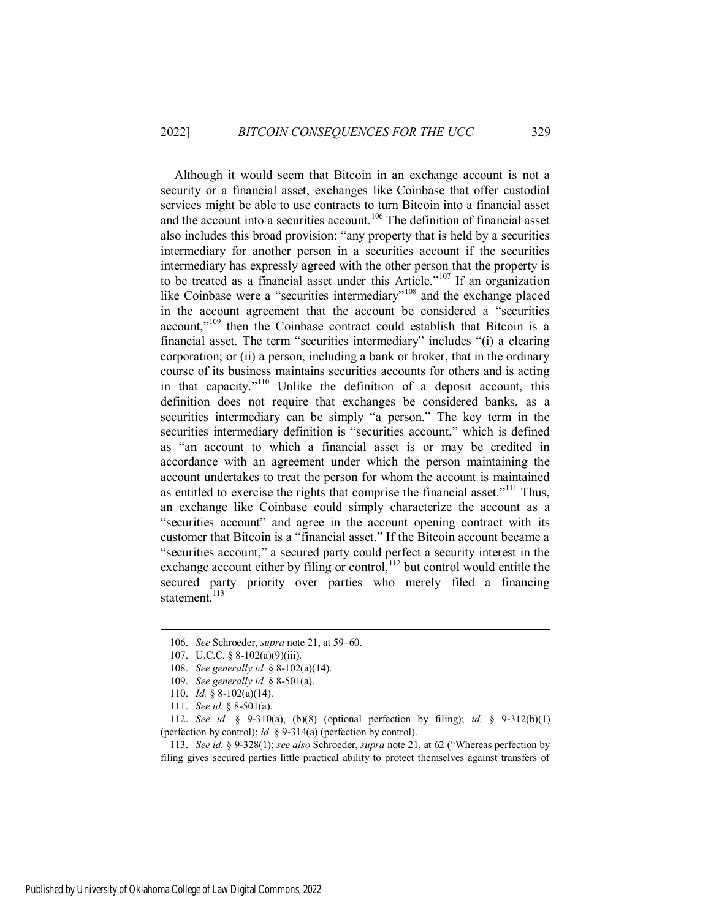Although it would seem that Bitcoin in an exchange account is not a security or a financial asset, exchanges like Coinbase that offer custodial services might be able to use contracts to turn Bitcoin into a financial asset and the account into a securities account.[106] The definition of financial asset also includes this broad provision: "any property that is held by a securities intermediary for another person in a securities account if the securities intermediary has expressly agreed with the other person that the property is to be treated as a financial asset under this Article."[107] If an organization like Coinbase were a "securities intermediary"[108] and the exchange placed in the account agreement that the account be considered a "securities account,"[109] then the Coinbase contract could establish that Bitcoin is a financial asset. The term "securities intermediary" includes "(i) a clearing corporation; or (ii) a person, including a bank or broker, that in the ordinary course of its business maintains securities accounts for others and is acting in that capacity."[110] Unlike the definition of a deposit account, this definition does not require that exchanges be considered banks, as a securities intermediary can be simply "a person." The key term in the securities intermediary definition is "securities account," which is defined as "an account to which a financial asset is or may be credited in accordance with an agreement under which the person maintaining the account undertakes to treat the person for whom the account is maintained as entitled to exercise the rights that comprise the financial asset."[111] Thus, an exchange like Coinbase could simply characterize the account as a "securities account" and agree in the account opening contract with its customer that Bitcoin is a "financial asset." If the Bitcoin account became a "securities account," a secured party could perfect a security interest in the exchange account either by filing or control,[112] but control would entitle the secured party priority over parties who merely filed a financing statement.[113]

---

106. *See* Schroeder, *supra* note 21, at 59–60.

107. U.C.C. § 8-102(a)(9)(iii).

108. *See generally id.* § 8-102(a)(14).

109. *See generally id.* § 8-501(a).

110. *Id.* § 8-102(a)(14).

111. *See id.* § 8-501(a).

112. *See id.* § 9-310(a), (b)(8) (optional perfection by filing); *id.* § 9-312(b)(1) (perfection by control); *id.* § 9-314(a) (perfection by control).

113. *See id.* § 9-328(1); *see also* Schroeder, *supra* note 21, at 62 ("Whereas perfection by filing gives secured parties little practical ability to protect themselves against transfers of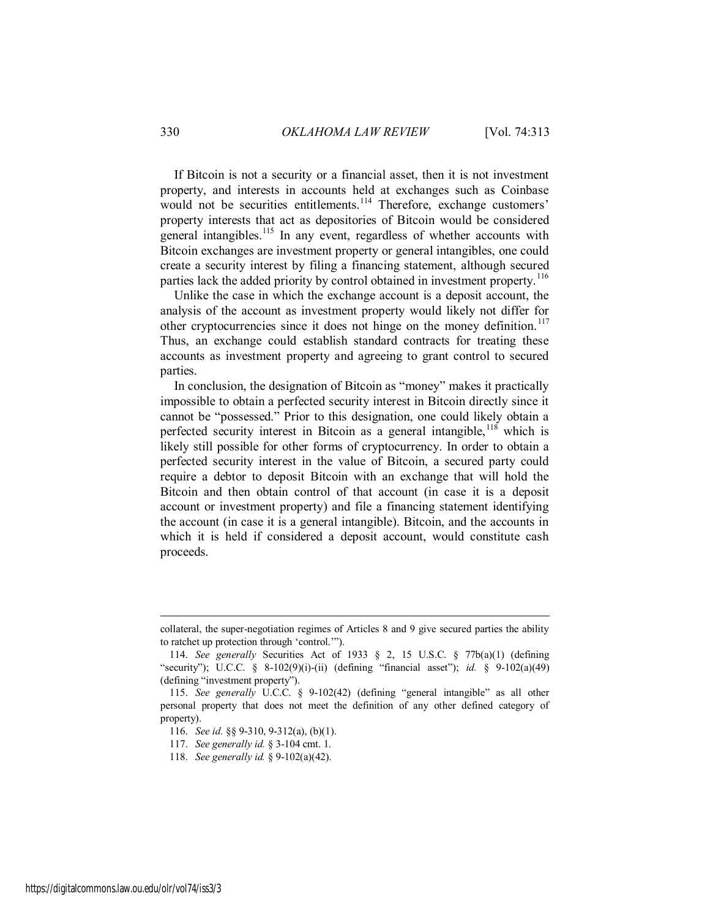If Bitcoin is not a security or a financial asset, then it is not investment property, and interests in accounts held at exchanges such as Coinbase would not be securities entitlements.[114] Therefore, exchange customers' property interests that act as depositories of Bitcoin would be considered general intangibles.[115] In any event, regardless of whether accounts with Bitcoin exchanges are investment property or general intangibles, one could create a security interest by filing a financing statement, although secured parties lack the added priority by control obtained in investment property.[116]

Unlike the case in which the exchange account is a deposit account, the analysis of the account as investment property would likely not differ for other cryptocurrencies since it does not hinge on the money definition.[117] Thus, an exchange could establish standard contracts for treating these accounts as investment property and agreeing to grant control to secured parties.

In conclusion, the designation of Bitcoin as "money" makes it practically impossible to obtain a perfected security interest in Bitcoin directly since it cannot be "possessed." Prior to this designation, one could likely obtain a perfected security interest in Bitcoin as a general intangible,[118] which is likely still possible for other forms of cryptocurrency. In order to obtain a perfected security interest in the value of Bitcoin, a secured party could require a debtor to deposit Bitcoin with an exchange that will hold the Bitcoin and then obtain control of that account (in case it is a deposit account or investment property) and file a financing statement identifying the account (in case it is a general intangible). Bitcoin, and the accounts in which it is held if considered a deposit account, would constitute cash proceeds.

---

collateral, the super-negotiation regimes of Articles 8 and 9 give secured parties the ability to ratchet up protection through 'control.'").

114. *See generally* Securities Act of 1933 § 2, 15 U.S.C. § 77b(a)(1) (defining "security"); U.C.C. § 8-102(9)(i)-(ii) (defining "financial asset"); *id.* § 9-102(a)(49) (defining "investment property").

115. *See generally* U.C.C. § 9-102(42) (defining "general intangible" as all other personal property that does not meet the definition of any other defined category of property).

116. *See id.* §§ 9-310, 9-312(a), (b)(1).

117. *See generally id.* § 3-104 cmt. 1.

118. *See generally id.* § 9-102(a)(42).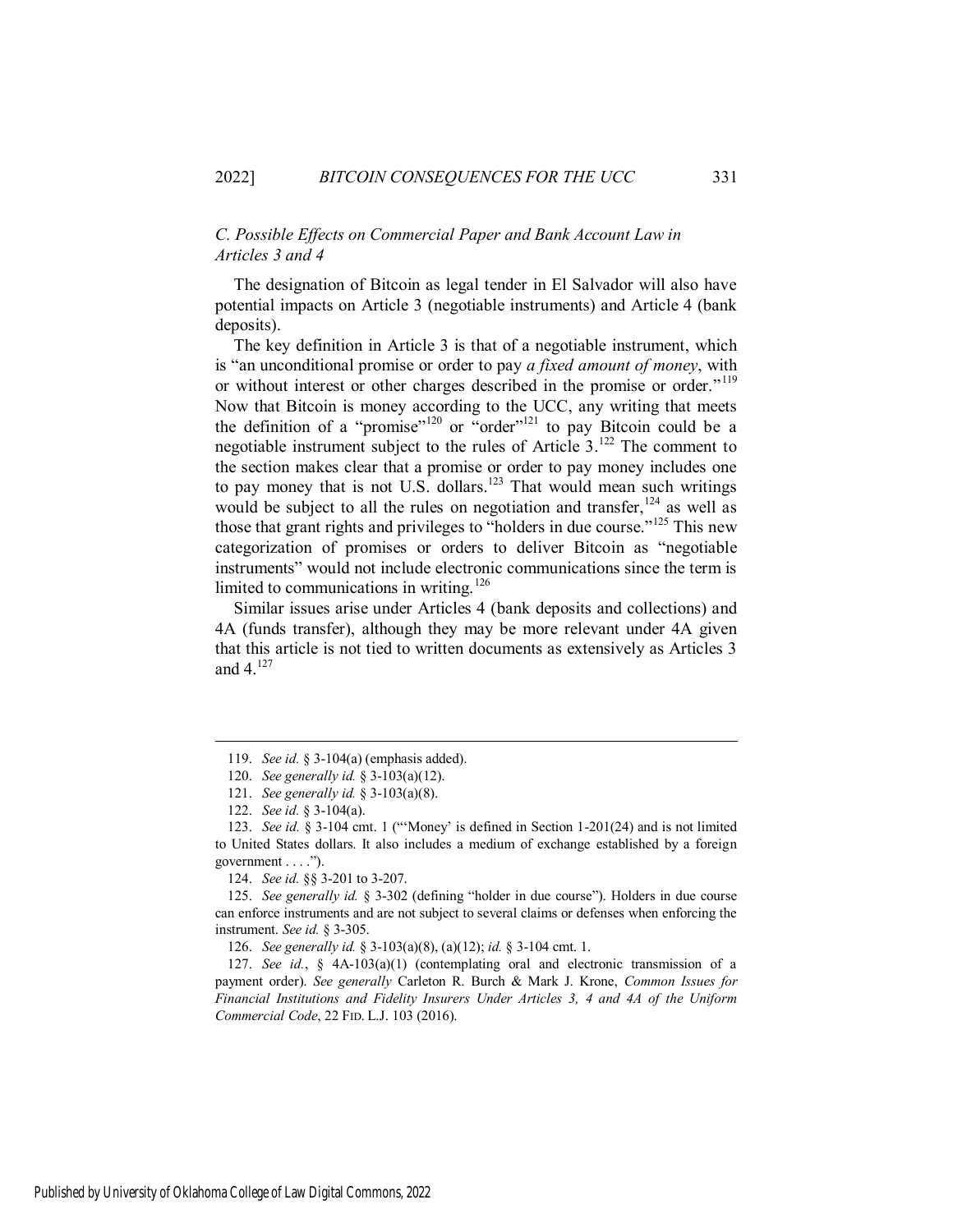### *C. Possible Effects on Commercial Paper and Bank Account Law in Articles 3 and 4*

The designation of Bitcoin as legal tender in El Salvador will also have potential impacts on Article 3 (negotiable instruments) and Article 4 (bank deposits).

The key definition in Article 3 is that of a negotiable instrument, which is "an unconditional promise or order to pay *a fixed amount of money*, with or without interest or other charges described in the promise or order."[119] Now that Bitcoin is money according to the UCC, any writing that meets the definition of a "promise"[120] or "order"[121] to pay Bitcoin could be a negotiable instrument subject to the rules of Article 3.[122] The comment to the section makes clear that a promise or order to pay money includes one to pay money that is not U.S. dollars.[123] That would mean such writings would be subject to all the rules on negotiation and transfer,[124] as well as those that grant rights and privileges to "holders in due course."[125] This new categorization of promises or orders to deliver Bitcoin as "negotiable instruments" would not include electronic communications since the term is limited to communications in writing.[126]

Similar issues arise under Articles 4 (bank deposits and collections) and 4A (funds transfer), although they may be more relevant under 4A given that this article is not tied to written documents as extensively as Articles 3 and 4.[127]

---

119. *See id.* § 3-104(a) (emphasis added).

120. *See generally id.* § 3-103(a)(12).

121. *See generally id.* § 3-103(a)(8).

122. *See id.* § 3-104(a).

123. *See id.* § 3-104 cmt. 1 ("'Money' is defined in Section 1-201(24) and is not limited to United States dollars. It also includes a medium of exchange established by a foreign government . . . .").

124. *See id.* §§ 3-201 to 3-207.

125. *See generally id.* § 3-302 (defining "holder in due course"). Holders in due course can enforce instruments and are not subject to several claims or defenses when enforcing the instrument. *See id.* § 3-305.

126. *See generally id.* § 3-103(a)(8), (a)(12); *id.* § 3-104 cmt. 1.

127. *See id.*, § 4A-103(a)(1) (contemplating oral and electronic transmission of a payment order). *See generally* Carleton R. Burch & Mark J. Krone, *Common Issues for Financial Institutions and Fidelity Insurers Under Articles 3, 4 and 4A of the Uniform Commercial Code*, 22 FID. L.J. 103 (2016).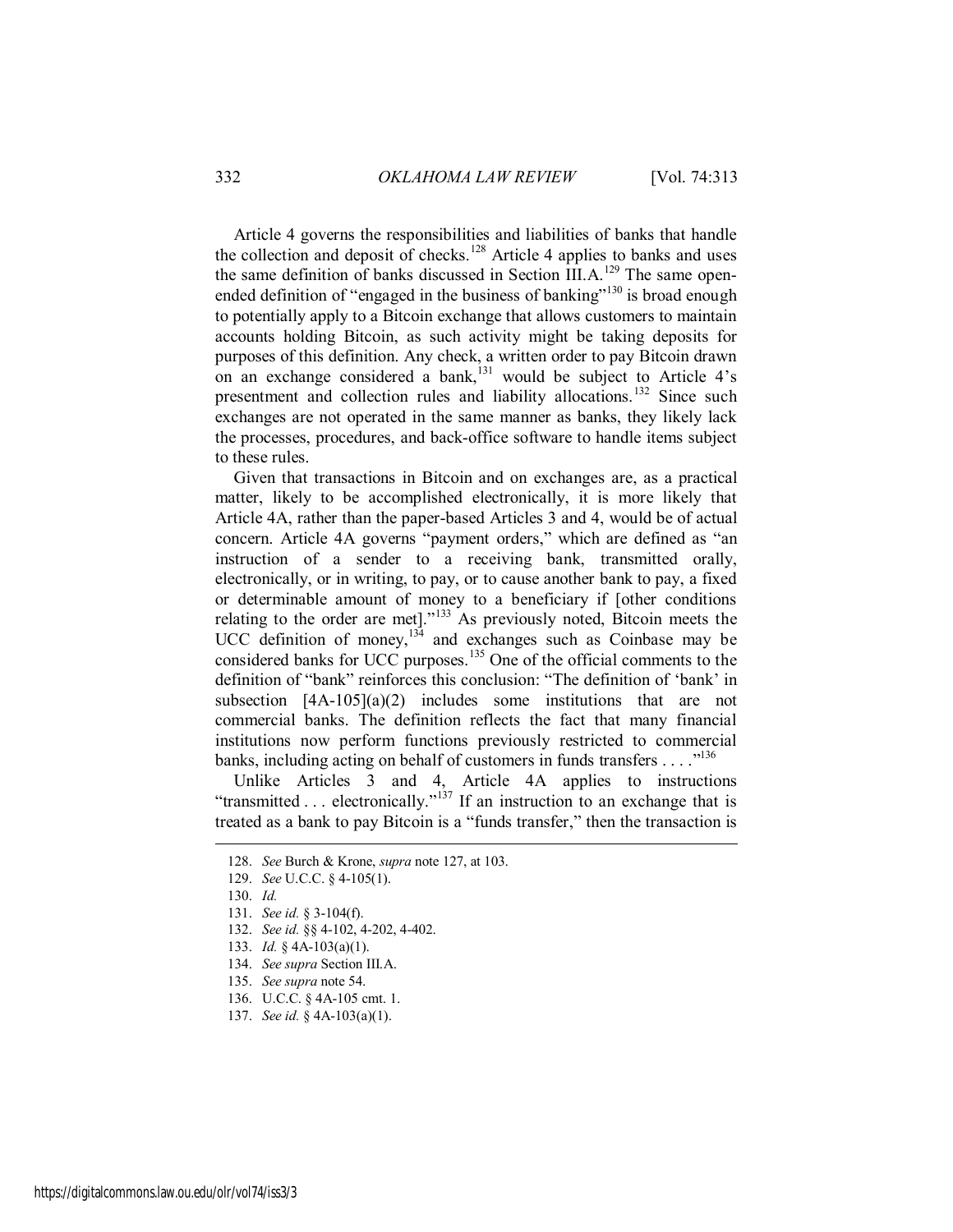Article 4 governs the responsibilities and liabilities of banks that handle the collection and deposit of checks.[128] Article 4 applies to banks and uses the same definition of banks discussed in Section III.A.[129] The same open-ended definition of "engaged in the business of banking"[130] is broad enough to potentially apply to a Bitcoin exchange that allows customers to maintain accounts holding Bitcoin, as such activity might be taking deposits for purposes of this definition. Any check, a written order to pay Bitcoin drawn on an exchange considered a bank,[131] would be subject to Article 4's presentment and collection rules and liability allocations.[132] Since such exchanges are not operated in the same manner as banks, they likely lack the processes, procedures, and back-office software to handle items subject to these rules.

Given that transactions in Bitcoin and on exchanges are, as a practical matter, likely to be accomplished electronically, it is more likely that Article 4A, rather than the paper-based Articles 3 and 4, would be of actual concern. Article 4A governs "payment orders," which are defined as "an instruction of a sender to a receiving bank, transmitted orally, electronically, or in writing, to pay, or to cause another bank to pay, a fixed or determinable amount of money to a beneficiary if [other conditions relating to the order are met]."[133] As previously noted, Bitcoin meets the UCC definition of money,[134] and exchanges such as Coinbase may be considered banks for UCC purposes.[135] One of the official comments to the definition of "bank" reinforces this conclusion: "The definition of 'bank' in subsection [4A-105](a)(2) includes some institutions that are not commercial banks. The definition reflects the fact that many financial institutions now perform functions previously restricted to commercial banks, including acting on behalf of customers in funds transfers . . . ."[136]

Unlike Articles 3 and 4, Article 4A applies to instructions "transmitted . . . electronically."[137] If an instruction to an exchange that is treated as a bank to pay Bitcoin is a "funds transfer," then the transaction is

---

128. *See* Burch & Krone, *supra* note 127, at 103.

129. *See* U.C.C. § 4-105(1).

130. *Id.*

131. *See id.* § 3-104(f).

132. *See id.* §§ 4-102, 4-202, 4-402.

133. *Id.* § 4A-103(a)(1).

134. *See supra* Section III.A.

135. *See supra* note 54.

136. U.C.C. § 4A-105 cmt. 1.

137. *See id.* § 4A-103(a)(1).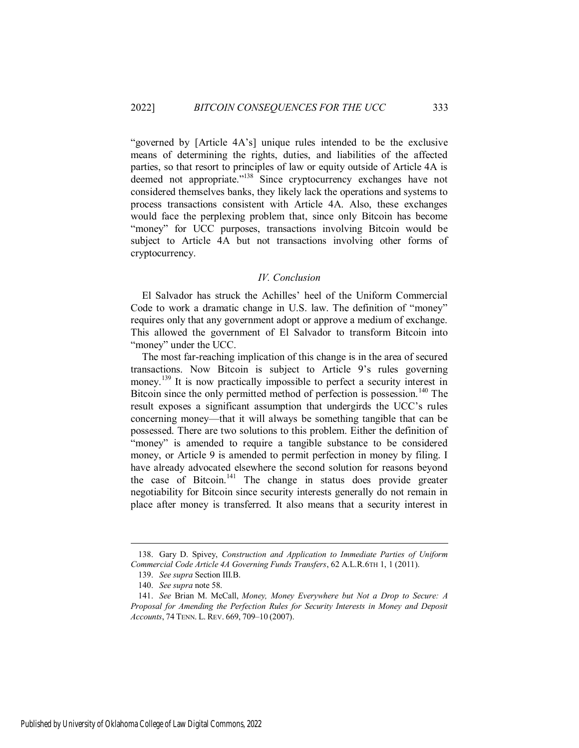"governed by [Article 4A's] unique rules intended to be the exclusive means of determining the rights, duties, and liabilities of the affected parties, so that resort to principles of law or equity outside of Article 4A is deemed not appropriate."[138] Since cryptocurrency exchanges have not considered themselves banks, they likely lack the operations and systems to process transactions consistent with Article 4A. Also, these exchanges would face the perplexing problem that, since only Bitcoin has become "money" for UCC purposes, transactions involving Bitcoin would be subject to Article 4A but not transactions involving other forms of cryptocurrency.

### *IV. Conclusion*

El Salvador has struck the Achilles' heel of the Uniform Commercial Code to work a dramatic change in U.S. law. The definition of "money" requires only that any government adopt or approve a medium of exchange. This allowed the government of El Salvador to transform Bitcoin into "money" under the UCC.

The most far-reaching implication of this change is in the area of secured transactions. Now Bitcoin is subject to Article 9's rules governing money.[139] It is now practically impossible to perfect a security interest in Bitcoin since the only permitted method of perfection is possession.[140] The result exposes a significant assumption that undergirds the UCC's rules concerning money—that it will always be something tangible that can be possessed. There are two solutions to this problem. Either the definition of "money" is amended to require a tangible substance to be considered money, or Article 9 is amended to permit perfection in money by filing. I have already advocated elsewhere the second solution for reasons beyond the case of Bitcoin.[141] The change in status does provide greater negotiability for Bitcoin since security interests generally do not remain in place after money is transferred. It also means that a security interest in

---

138. Gary D. Spivey, *Construction and Application to Immediate Parties of Uniform Commercial Code Article 4A Governing Funds Transfers*, 62 A.L.R.6TH 1, 1 (2011).

139. *See supra* Section III.B.

140. *See supra* note 58.

141. *See* Brian M. McCall, *Money, Money Everywhere but Not a Drop to Secure: A Proposal for Amending the Perfection Rules for Security Interests in Money and Deposit Accounts*, 74 TENN. L. REV. 669, 709–10 (2007).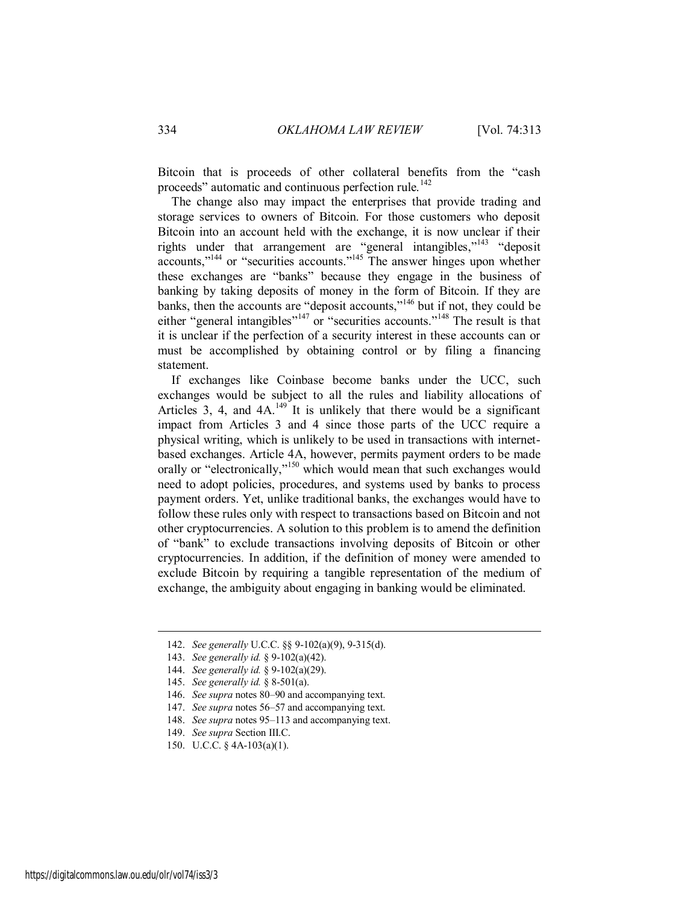Bitcoin that is proceeds of other collateral benefits from the "cash proceeds" automatic and continuous perfection rule.[142]

The change also may impact the enterprises that provide trading and storage services to owners of Bitcoin. For those customers who deposit Bitcoin into an account held with the exchange, it is now unclear if their rights under that arrangement are "general intangibles,"[143] "deposit accounts,"[144] or "securities accounts."[145] The answer hinges upon whether these exchanges are "banks" because they engage in the business of banking by taking deposits of money in the form of Bitcoin. If they are banks, then the accounts are "deposit accounts,"[146] but if not, they could be either "general intangibles"[147] or "securities accounts."[148] The result is that it is unclear if the perfection of a security interest in these accounts can or must be accomplished by obtaining control or by filing a financing statement.

If exchanges like Coinbase become banks under the UCC, such exchanges would be subject to all the rules and liability allocations of Articles 3, 4, and 4A.[149] It is unlikely that there would be a significant impact from Articles 3 and 4 since those parts of the UCC require a physical writing, which is unlikely to be used in transactions with internet-based exchanges. Article 4A, however, permits payment orders to be made orally or "electronically,"[150] which would mean that such exchanges would need to adopt policies, procedures, and systems used by banks to process payment orders. Yet, unlike traditional banks, the exchanges would have to follow these rules only with respect to transactions based on Bitcoin and not other cryptocurrencies. A solution to this problem is to amend the definition of "bank" to exclude transactions involving deposits of Bitcoin or other cryptocurrencies. In addition, if the definition of money were amended to exclude Bitcoin by requiring a tangible representation of the medium of exchange, the ambiguity about engaging in banking would be eliminated.

---

142. *See generally* U.C.C. §§ 9-102(a)(9), 9-315(d).

143. *See generally id.* § 9-102(a)(42).

144. *See generally id.* § 9-102(a)(29).

145. *See generally id.* § 8-501(a).

146. *See supra* notes 80–90 and accompanying text.

147. *See supra* notes 56–57 and accompanying text.

148. *See supra* notes 95–113 and accompanying text.

149. *See supra* Section III.C.

150. U.C.C. § 4A-103(a)(1).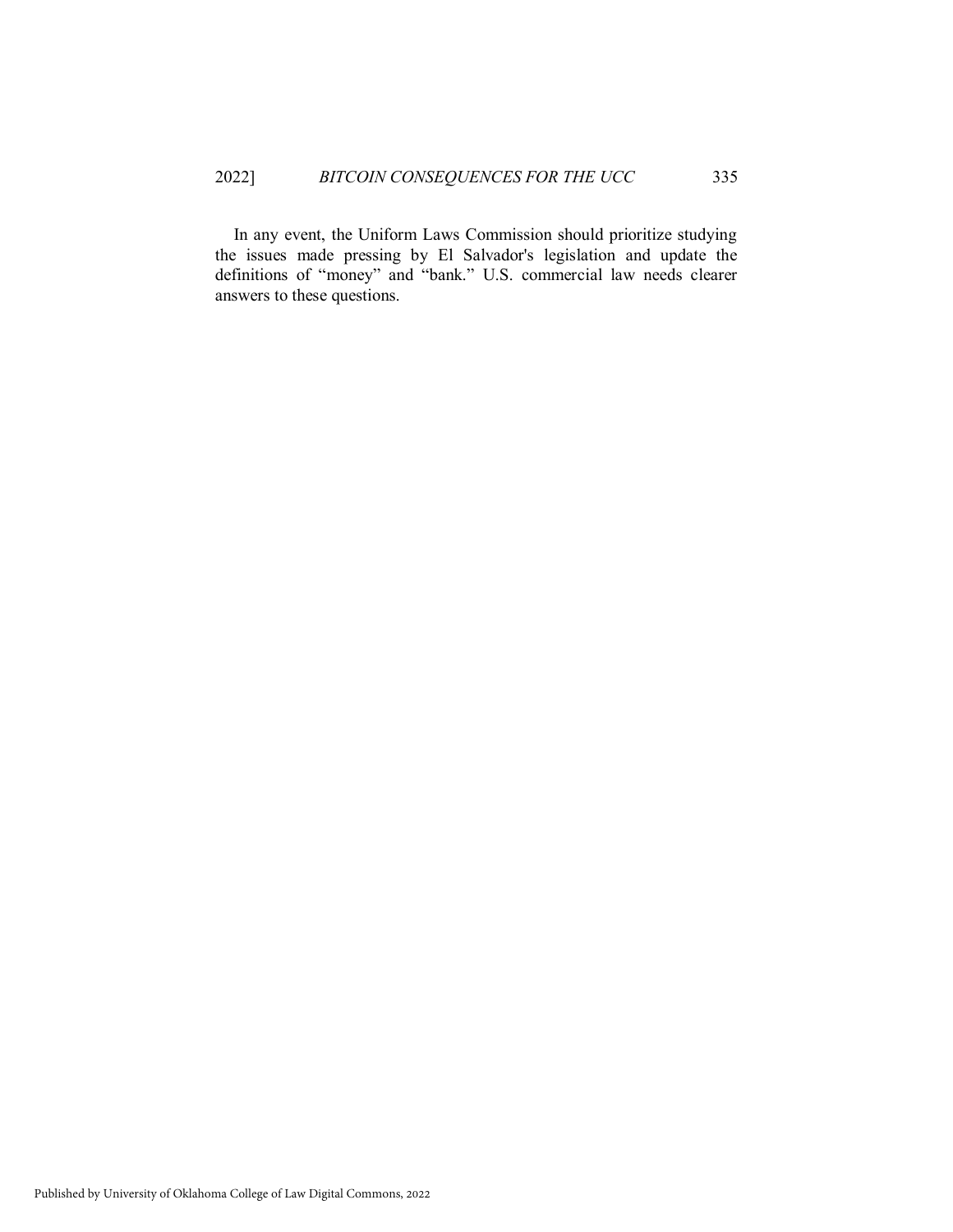In any event, the Uniform Laws Commission should prioritize studying the issues made pressing by El Salvador's legislation and update the definitions of "money" and "bank." U.S. commercial law needs clearer answers to these questions.